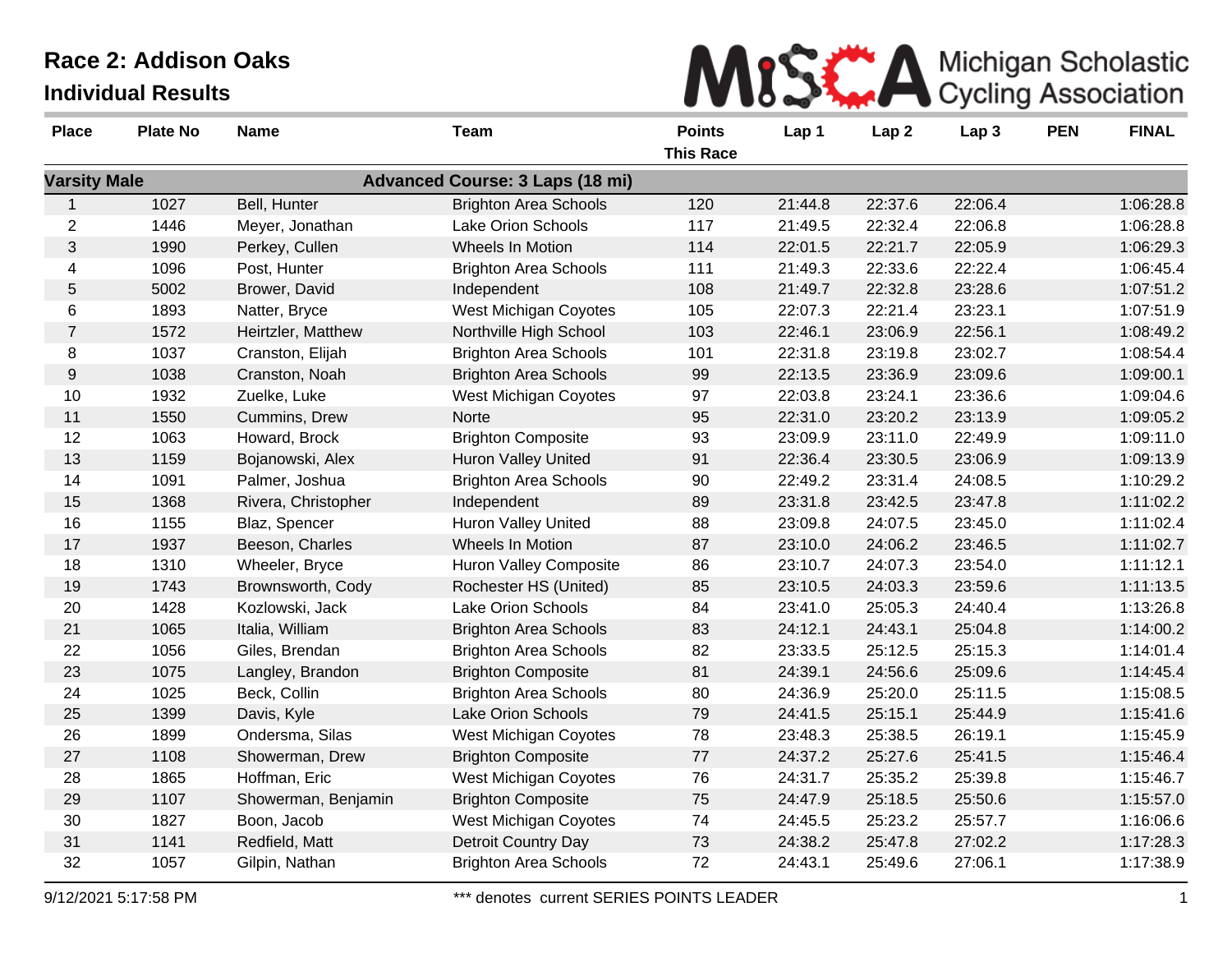# Race 2: Addison Oaks

## Individual Results

Michigan Scholastic Cycling Association

| Place | Plate No | Name | Team | Points This Race | Lap 1 | Lap 2 | Lap 3 | PEN | FINAL |
|---|---|---|---|---|---|---|---|---|---|
| **Varsity Male** | | | **Advanced Course: 3 Laps (18 mi)** | | | | | | |
| 1 | 1027 | Bell, Hunter | Brighton Area Schools | 120 | 21:44.8 | 22:37.6 | 22:06.4 | | 1:06:28.8 |
| 2 | 1446 | Meyer, Jonathan | Lake Orion Schools | 117 | 21:49.5 | 22:32.4 | 22:06.8 | | 1:06:28.8 |
| 3 | 1990 | Perkey, Cullen | Wheels In Motion | 114 | 22:01.5 | 22:21.7 | 22:05.9 | | 1:06:29.3 |
| 4 | 1096 | Post, Hunter | Brighton Area Schools | 111 | 21:49.3 | 22:33.6 | 22:22.4 | | 1:06:45.4 |
| 5 | 5002 | Brower, David | Independent | 108 | 21:49.7 | 22:32.8 | 23:28.6 | | 1:07:51.2 |
| 6 | 1893 | Natter, Bryce | West Michigan Coyotes | 105 | 22:07.3 | 22:21.4 | 23:23.1 | | 1:07:51.9 |
| 7 | 1572 | Heirtzler, Matthew | Northville High School | 103 | 22:46.1 | 23:06.9 | 22:56.1 | | 1:08:49.2 |
| 8 | 1037 | Cranston, Elijah | Brighton Area Schools | 101 | 22:31.8 | 23:19.8 | 23:02.7 | | 1:08:54.4 |
| 9 | 1038 | Cranston, Noah | Brighton Area Schools | 99 | 22:13.5 | 23:36.9 | 23:09.6 | | 1:09:00.1 |
| 10 | 1932 | Zuelke, Luke | West Michigan Coyotes | 97 | 22:03.8 | 23:24.1 | 23:36.6 | | 1:09:04.6 |
| 11 | 1550 | Cummins, Drew | Norte | 95 | 22:31.0 | 23:20.2 | 23:13.9 | | 1:09:05.2 |
| 12 | 1063 | Howard, Brock | Brighton Composite | 93 | 23:09.9 | 23:11.0 | 22:49.9 | | 1:09:11.0 |
| 13 | 1159 | Bojanowski, Alex | Huron Valley United | 91 | 22:36.4 | 23:30.5 | 23:06.9 | | 1:09:13.9 |
| 14 | 1091 | Palmer, Joshua | Brighton Area Schools | 90 | 22:49.2 | 23:31.4 | 24:08.5 | | 1:10:29.2 |
| 15 | 1368 | Rivera, Christopher | Independent | 89 | 23:31.8 | 23:42.5 | 23:47.8 | | 1:11:02.2 |
| 16 | 1155 | Blaz, Spencer | Huron Valley United | 88 | 23:09.8 | 24:07.5 | 23:45.0 | | 1:11:02.4 |
| 17 | 1937 | Beeson, Charles | Wheels In Motion | 87 | 23:10.0 | 24:06.2 | 23:46.5 | | 1:11:02.7 |
| 18 | 1310 | Wheeler, Bryce | Huron Valley Composite | 86 | 23:10.7 | 24:07.3 | 23:54.0 | | 1:11:12.1 |
| 19 | 1743 | Brownsworth, Cody | Rochester HS (United) | 85 | 23:10.5 | 24:03.3 | 23:59.6 | | 1:11:13.5 |
| 20 | 1428 | Kozlowski, Jack | Lake Orion Schools | 84 | 23:41.0 | 25:05.3 | 24:40.4 | | 1:13:26.8 |
| 21 | 1065 | Italia, William | Brighton Area Schools | 83 | 24:12.1 | 24:43.1 | 25:04.8 | | 1:14:00.2 |
| 22 | 1056 | Giles, Brendan | Brighton Area Schools | 82 | 23:33.5 | 25:12.5 | 25:15.3 | | 1:14:01.4 |
| 23 | 1075 | Langley, Brandon | Brighton Composite | 81 | 24:39.1 | 24:56.6 | 25:09.6 | | 1:14:45.4 |
| 24 | 1025 | Beck, Collin | Brighton Area Schools | 80 | 24:36.9 | 25:20.0 | 25:11.5 | | 1:15:08.5 |
| 25 | 1399 | Davis, Kyle | Lake Orion Schools | 79 | 24:41.5 | 25:15.1 | 25:44.9 | | 1:15:41.6 |
| 26 | 1899 | Ondersma, Silas | West Michigan Coyotes | 78 | 23:48.3 | 25:38.5 | 26:19.1 | | 1:15:45.9 |
| 27 | 1108 | Showerman, Drew | Brighton Composite | 77 | 24:37.2 | 25:27.6 | 25:41.5 | | 1:15:46.4 |
| 28 | 1865 | Hoffman, Eric | West Michigan Coyotes | 76 | 24:31.7 | 25:35.2 | 25:39.8 | | 1:15:46.7 |
| 29 | 1107 | Showerman, Benjamin | Brighton Composite | 75 | 24:47.9 | 25:18.5 | 25:50.6 | | 1:15:57.0 |
| 30 | 1827 | Boon, Jacob | West Michigan Coyotes | 74 | 24:45.5 | 25:23.2 | 25:57.7 | | 1:16:06.6 |
| 31 | 1141 | Redfield, Matt | Detroit Country Day | 73 | 24:38.2 | 25:47.8 | 27:02.2 | | 1:17:28.3 |
| 32 | 1057 | Gilpin, Nathan | Brighton Area Schools | 72 | 24:43.1 | 25:49.6 | 27:06.1 | | 1:17:38.9 |

9/12/2021 5:17:58 PM *** denotes current SERIES POINTS LEADER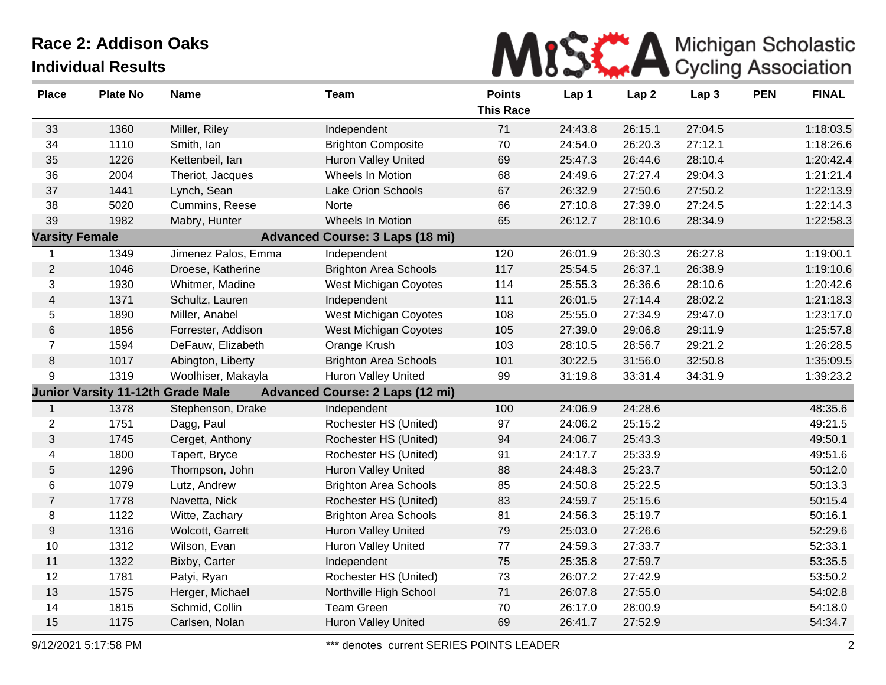# Race 2: Addison Oaks

## Individual Results

| Place | Plate No | Name | Team | Points This Race | Lap 1 | Lap 2 | Lap 3 | PEN | FINAL |
|---|---|---|---|---|---|---|---|---|---|
| 33 | 1360 | Miller, Riley | Independent | 71 | 24:43.8 | 26:15.1 | 27:04.5 | | 1:18:03.5 |
| 34 | 1110 | Smith, Ian | Brighton Composite | 70 | 24:54.0 | 26:20.3 | 27:12.1 | | 1:18:26.6 |
| 35 | 1226 | Kettenbeil, Ian | Huron Valley United | 69 | 25:47.3 | 26:44.6 | 28:10.4 | | 1:20:42.4 |
| 36 | 2004 | Theriot, Jacques | Wheels In Motion | 68 | 24:49.6 | 27:27.4 | 29:04.3 | | 1:21:21.4 |
| 37 | 1441 | Lynch, Sean | Lake Orion Schools | 67 | 26:32.9 | 27:50.6 | 27:50.2 | | 1:22:13.9 |
| 38 | 5020 | Cummins, Reese | Norte | 66 | 27:10.8 | 27:39.0 | 27:24.5 | | 1:22:14.3 |
| 39 | 1982 | Mabry, Hunter | Wheels In Motion | 65 | 26:12.7 | 28:10.6 | 28:34.9 | | 1:22:58.3 |
| **Varsity Female** | | | **Advanced Course: 3 Laps (18 mi)** | | | | | | |
| 1 | 1349 | Jimenez Palos, Emma | Independent | 120 | 26:01.9 | 26:30.3 | 26:27.8 | | 1:19:00.1 |
| 2 | 1046 | Droese, Katherine | Brighton Area Schools | 117 | 25:54.5 | 26:37.1 | 26:38.9 | | 1:19:10.6 |
| 3 | 1930 | Whitmer, Madine | West Michigan Coyotes | 114 | 25:55.3 | 26:36.6 | 28:10.6 | | 1:20:42.6 |
| 4 | 1371 | Schultz, Lauren | Independent | 111 | 26:01.5 | 27:14.4 | 28:02.2 | | 1:21:18.3 |
| 5 | 1890 | Miller, Anabel | West Michigan Coyotes | 108 | 25:55.0 | 27:34.9 | 29:47.0 | | 1:23:17.0 |
| 6 | 1856 | Forrester, Addison | West Michigan Coyotes | 105 | 27:39.0 | 29:06.8 | 29:11.9 | | 1:25:57.8 |
| 7 | 1594 | DeFauw, Elizabeth | Orange Krush | 103 | 28:10.5 | 28:56.7 | 29:21.2 | | 1:26:28.5 |
| 8 | 1017 | Abington, Liberty | Brighton Area Schools | 101 | 30:22.5 | 31:56.0 | 32:50.8 | | 1:35:09.5 |
| 9 | 1319 | Woolhiser, Makayla | Huron Valley United | 99 | 31:19.8 | 33:31.4 | 34:31.9 | | 1:39:23.2 |
| **Junior Varsity 11-12th Grade Male** | | | **Advanced Course: 2 Laps (12 mi)** | | | | | | |
| 1 | 1378 | Stephenson, Drake | Independent | 100 | 24:06.9 | 24:28.6 | | | 48:35.6 |
| 2 | 1751 | Dagg, Paul | Rochester HS (United) | 97 | 24:06.2 | 25:15.2 | | | 49:21.5 |
| 3 | 1745 | Cerget, Anthony | Rochester HS (United) | 94 | 24:06.7 | 25:43.3 | | | 49:50.1 |
| 4 | 1800 | Tapert, Bryce | Rochester HS (United) | 91 | 24:17.7 | 25:33.9 | | | 49:51.6 |
| 5 | 1296 | Thompson, John | Huron Valley United | 88 | 24:48.3 | 25:23.7 | | | 50:12.0 |
| 6 | 1079 | Lutz, Andrew | Brighton Area Schools | 85 | 24:50.8 | 25:22.5 | | | 50:13.3 |
| 7 | 1778 | Navetta, Nick | Rochester HS (United) | 83 | 24:59.7 | 25:15.6 | | | 50:15.4 |
| 8 | 1122 | Witte, Zachary | Brighton Area Schools | 81 | 24:56.3 | 25:19.7 | | | 50:16.1 |
| 9 | 1316 | Wolcott, Garrett | Huron Valley United | 79 | 25:03.0 | 27:26.6 | | | 52:29.6 |
| 10 | 1312 | Wilson, Evan | Huron Valley United | 77 | 24:59.3 | 27:33.7 | | | 52:33.1 |
| 11 | 1322 | Bixby, Carter | Independent | 75 | 25:35.8 | 27:59.7 | | | 53:35.5 |
| 12 | 1781 | Patyi, Ryan | Rochester HS (United) | 73 | 26:07.2 | 27:42.9 | | | 53:50.2 |
| 13 | 1575 | Herger, Michael | Northville High School | 71 | 26:07.8 | 27:55.0 | | | 54:02.8 |
| 14 | 1815 | Schmid, Collin | Team Green | 70 | 26:17.0 | 28:00.9 | | | 54:18.0 |
| 15 | 1175 | Carlsen, Nolan | Huron Valley United | 69 | 26:41.7 | 27:52.9 | | | 54:34.7 |

9/12/2021 5:17:58 PM — *** denotes current SERIES POINTS LEADER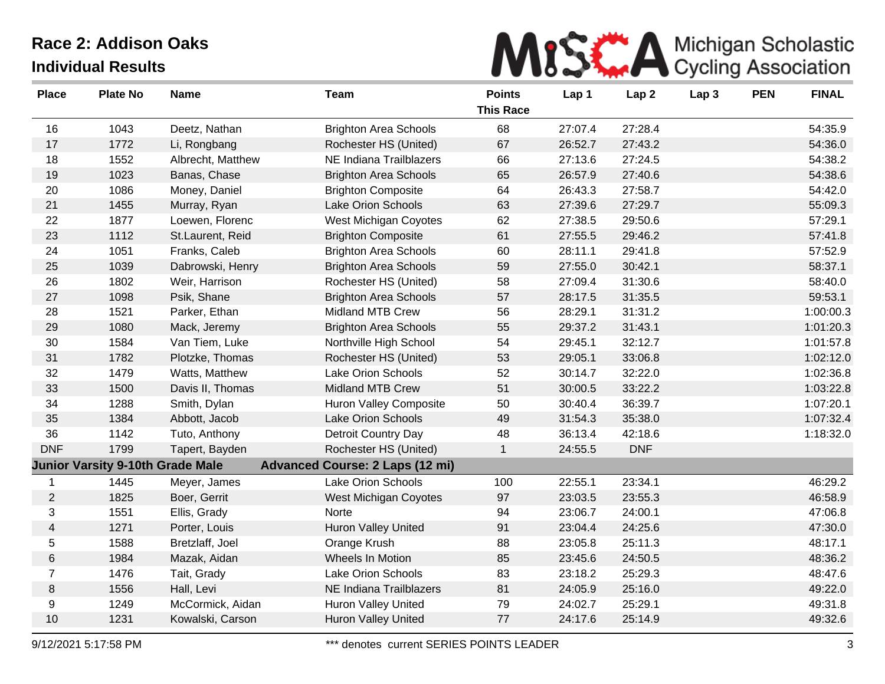# Race 2: Addison Oaks

## Individual Results

Michigan Scholastic Cycling Association

| Place | Plate No | Name | Team | Points This Race | Lap 1 | Lap 2 | Lap 3 | PEN | FINAL |
|---|---|---|---|---|---|---|---|---|---|
| 16 | 1043 | Deetz, Nathan | Brighton Area Schools | 68 | 27:07.4 | 27:28.4 | | | 54:35.9 |
| 17 | 1772 | Li, Rongbang | Rochester HS (United) | 67 | 26:52.7 | 27:43.2 | | | 54:36.0 |
| 18 | 1552 | Albrecht, Matthew | NE Indiana Trailblazers | 66 | 27:13.6 | 27:24.5 | | | 54:38.2 |
| 19 | 1023 | Banas, Chase | Brighton Area Schools | 65 | 26:57.9 | 27:40.6 | | | 54:38.6 |
| 20 | 1086 | Money, Daniel | Brighton Composite | 64 | 26:43.3 | 27:58.7 | | | 54:42.0 |
| 21 | 1455 | Murray, Ryan | Lake Orion Schools | 63 | 27:39.6 | 27:29.7 | | | 55:09.3 |
| 22 | 1877 | Loewen, Florenc | West Michigan Coyotes | 62 | 27:38.5 | 29:50.6 | | | 57:29.1 |
| 23 | 1112 | St.Laurent, Reid | Brighton Composite | 61 | 27:55.5 | 29:46.2 | | | 57:41.8 |
| 24 | 1051 | Franks, Caleb | Brighton Area Schools | 60 | 28:11.1 | 29:41.8 | | | 57:52.9 |
| 25 | 1039 | Dabrowski, Henry | Brighton Area Schools | 59 | 27:55.0 | 30:42.1 | | | 58:37.1 |
| 26 | 1802 | Weir, Harrison | Rochester HS (United) | 58 | 27:09.4 | 31:30.6 | | | 58:40.0 |
| 27 | 1098 | Psik, Shane | Brighton Area Schools | 57 | 28:17.5 | 31:35.5 | | | 59:53.1 |
| 28 | 1521 | Parker, Ethan | Midland MTB Crew | 56 | 28:29.1 | 31:31.2 | | | 1:00:00.3 |
| 29 | 1080 | Mack, Jeremy | Brighton Area Schools | 55 | 29:37.2 | 31:43.1 | | | 1:01:20.3 |
| 30 | 1584 | Van Tiem, Luke | Northville High School | 54 | 29:45.1 | 32:12.7 | | | 1:01:57.8 |
| 31 | 1782 | Plotzke, Thomas | Rochester HS (United) | 53 | 29:05.1 | 33:06.8 | | | 1:02:12.0 |
| 32 | 1479 | Watts, Matthew | Lake Orion Schools | 52 | 30:14.7 | 32:22.0 | | | 1:02:36.8 |
| 33 | 1500 | Davis II, Thomas | Midland MTB Crew | 51 | 30:00.5 | 33:22.2 | | | 1:03:22.8 |
| 34 | 1288 | Smith, Dylan | Huron Valley Composite | 50 | 30:40.4 | 36:39.7 | | | 1:07:20.1 |
| 35 | 1384 | Abbott, Jacob | Lake Orion Schools | 49 | 31:54.3 | 35:38.0 | | | 1:07:32.4 |
| 36 | 1142 | Tuto, Anthony | Detroit Country Day | 48 | 36:13.4 | 42:18.6 | | | 1:18:32.0 |
| DNF | 1799 | Tapert, Bayden | Rochester HS (United) | 1 | 24:55.5 | DNF | | | |
| **Junior Varsity 9-10th Grade Male** | | | **Advanced Course: 2 Laps (12 mi)** | | | | | | |
| 1 | 1445 | Meyer, James | Lake Orion Schools | 100 | 22:55.1 | 23:34.1 | | | 46:29.2 |
| 2 | 1825 | Boer, Gerrit | West Michigan Coyotes | 97 | 23:03.5 | 23:55.3 | | | 46:58.9 |
| 3 | 1551 | Ellis, Grady | Norte | 94 | 23:06.7 | 24:00.1 | | | 47:06.8 |
| 4 | 1271 | Porter, Louis | Huron Valley United | 91 | 23:04.4 | 24:25.6 | | | 47:30.0 |
| 5 | 1588 | Bretzlaff, Joel | Orange Krush | 88 | 23:05.8 | 25:11.3 | | | 48:17.1 |
| 6 | 1984 | Mazak, Aidan | Wheels In Motion | 85 | 23:45.6 | 24:50.5 | | | 48:36.2 |
| 7 | 1476 | Tait, Grady | Lake Orion Schools | 83 | 23:18.2 | 25:29.3 | | | 48:47.6 |
| 8 | 1556 | Hall, Levi | NE Indiana Trailblazers | 81 | 24:05.9 | 25:16.0 | | | 49:22.0 |
| 9 | 1249 | McCormick, Aidan | Huron Valley United | 79 | 24:02.7 | 25:29.1 | | | 49:31.8 |
| 10 | 1231 | Kowalski, Carson | Huron Valley United | 77 | 24:17.6 | 25:14.9 | | | 49:32.6 |

9/12/2021 5:17:58 PM — *** denotes current SERIES POINTS LEADER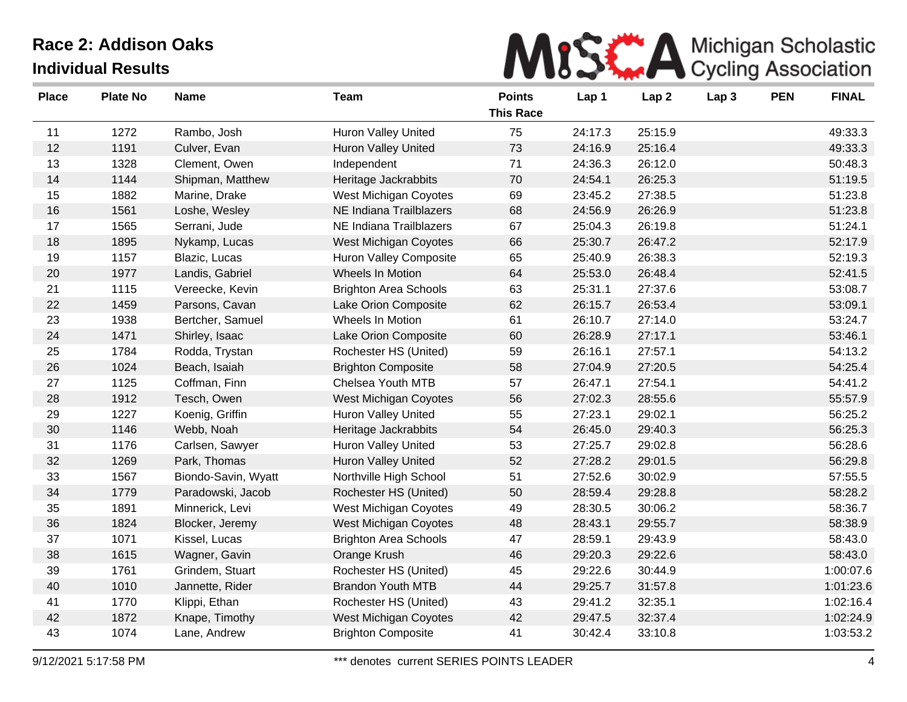# Race 2: Addison Oaks

## Individual Results

Michigan Scholastic Cycling Association

| Place | Plate No | Name | Team | Points This Race | Lap 1 | Lap 2 | Lap 3 | PEN | FINAL |
|---|---|---|---|---|---|---|---|---|---|
| 11 | 1272 | Rambo, Josh | Huron Valley United | 75 | 24:17.3 | 25:15.9 | | | 49:33.3 |
| 12 | 1191 | Culver, Evan | Huron Valley United | 73 | 24:16.9 | 25:16.4 | | | 49:33.3 |
| 13 | 1328 | Clement, Owen | Independent | 71 | 24:36.3 | 26:12.0 | | | 50:48.3 |
| 14 | 1144 | Shipman, Matthew | Heritage Jackrabbits | 70 | 24:54.1 | 26:25.3 | | | 51:19.5 |
| 15 | 1882 | Marine, Drake | West Michigan Coyotes | 69 | 23:45.2 | 27:38.5 | | | 51:23.8 |
| 16 | 1561 | Loshe, Wesley | NE Indiana Trailblazers | 68 | 24:56.9 | 26:26.9 | | | 51:23.8 |
| 17 | 1565 | Serrani, Jude | NE Indiana Trailblazers | 67 | 25:04.3 | 26:19.8 | | | 51:24.1 |
| 18 | 1895 | Nykamp, Lucas | West Michigan Coyotes | 66 | 25:30.7 | 26:47.2 | | | 52:17.9 |
| 19 | 1157 | Blazic, Lucas | Huron Valley Composite | 65 | 25:40.9 | 26:38.3 | | | 52:19.3 |
| 20 | 1977 | Landis, Gabriel | Wheels In Motion | 64 | 25:53.0 | 26:48.4 | | | 52:41.5 |
| 21 | 1115 | Vereecke, Kevin | Brighton Area Schools | 63 | 25:31.1 | 27:37.6 | | | 53:08.7 |
| 22 | 1459 | Parsons, Cavan | Lake Orion Composite | 62 | 26:15.7 | 26:53.4 | | | 53:09.1 |
| 23 | 1938 | Bertcher, Samuel | Wheels In Motion | 61 | 26:10.7 | 27:14.0 | | | 53:24.7 |
| 24 | 1471 | Shirley, Isaac | Lake Orion Composite | 60 | 26:28.9 | 27:17.1 | | | 53:46.1 |
| 25 | 1784 | Rodda, Trystan | Rochester HS (United) | 59 | 26:16.1 | 27:57.1 | | | 54:13.2 |
| 26 | 1024 | Beach, Isaiah | Brighton Composite | 58 | 27:04.9 | 27:20.5 | | | 54:25.4 |
| 27 | 1125 | Coffman, Finn | Chelsea Youth MTB | 57 | 26:47.1 | 27:54.1 | | | 54:41.2 |
| 28 | 1912 | Tesch, Owen | West Michigan Coyotes | 56 | 27:02.3 | 28:55.6 | | | 55:57.9 |
| 29 | 1227 | Koenig, Griffin | Huron Valley United | 55 | 27:23.1 | 29:02.1 | | | 56:25.2 |
| 30 | 1146 | Webb, Noah | Heritage Jackrabbits | 54 | 26:45.0 | 29:40.3 | | | 56:25.3 |
| 31 | 1176 | Carlsen, Sawyer | Huron Valley United | 53 | 27:25.7 | 29:02.8 | | | 56:28.6 |
| 32 | 1269 | Park, Thomas | Huron Valley United | 52 | 27:28.2 | 29:01.5 | | | 56:29.8 |
| 33 | 1567 | Biondo-Savin, Wyatt | Northville High School | 51 | 27:52.6 | 30:02.9 | | | 57:55.5 |
| 34 | 1779 | Paradowski, Jacob | Rochester HS (United) | 50 | 28:59.4 | 29:28.8 | | | 58:28.2 |
| 35 | 1891 | Minnerick, Levi | West Michigan Coyotes | 49 | 28:30.5 | 30:06.2 | | | 58:36.7 |
| 36 | 1824 | Blocker, Jeremy | West Michigan Coyotes | 48 | 28:43.1 | 29:55.7 | | | 58:38.9 |
| 37 | 1071 | Kissel, Lucas | Brighton Area Schools | 47 | 28:59.1 | 29:43.9 | | | 58:43.0 |
| 38 | 1615 | Wagner, Gavin | Orange Krush | 46 | 29:20.3 | 29:22.6 | | | 58:43.0 |
| 39 | 1761 | Grindem, Stuart | Rochester HS (United) | 45 | 29:22.6 | 30:44.9 | | | 1:00:07.6 |
| 40 | 1010 | Jannette, Rider | Brandon Youth MTB | 44 | 29:25.7 | 31:57.8 | | | 1:01:23.6 |
| 41 | 1770 | Klippi, Ethan | Rochester HS (United) | 43 | 29:41.2 | 32:35.1 | | | 1:02:16.4 |
| 42 | 1872 | Knape, Timothy | West Michigan Coyotes | 42 | 29:47.5 | 32:37.4 | | | 1:02:24.9 |
| 43 | 1074 | Lane, Andrew | Brighton Composite | 41 | 30:42.4 | 33:10.8 | | | 1:03:53.2 |

9/12/2021 5:17:58 PM — *** denotes current SERIES POINTS LEADER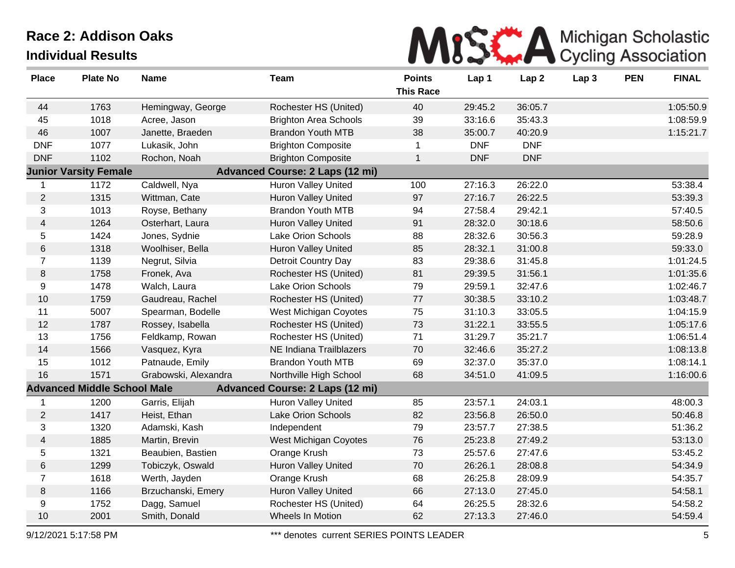# Race 2: Addison Oaks

## Individual Results

Michigan Scholastic Cycling Association

| Place | Plate No | Name | Team | Points This Race | Lap 1 | Lap 2 | Lap 3 | PEN | FINAL |
|---|---|---|---|---|---|---|---|---|---|
| 44 | 1763 | Hemingway, George | Rochester HS (United) | 40 | 29:45.2 | 36:05.7 | | | 1:05:50.9 |
| 45 | 1018 | Acree, Jason | Brighton Area Schools | 39 | 33:16.6 | 35:43.3 | | | 1:08:59.9 |
| 46 | 1007 | Janette, Braeden | Brandon Youth MTB | 38 | 35:00.7 | 40:20.9 | | | 1:15:21.7 |
| DNF | 1077 | Lukasik, John | Brighton Composite | 1 | DNF | DNF | | | |
| DNF | 1102 | Rochon, Noah | Brighton Composite | 1 | DNF | DNF | | | |
| **Junior Varsity Female** | | | **Advanced Course: 2 Laps (12 mi)** | | | | | | |
| 1 | 1172 | Caldwell, Nya | Huron Valley United | 100 | 27:16.3 | 26:22.0 | | | 53:38.4 |
| 2 | 1315 | Wittman, Cate | Huron Valley United | 97 | 27:16.7 | 26:22.5 | | | 53:39.3 |
| 3 | 1013 | Royse, Bethany | Brandon Youth MTB | 94 | 27:58.4 | 29:42.1 | | | 57:40.5 |
| 4 | 1264 | Osterhart, Laura | Huron Valley United | 91 | 28:32.0 | 30:18.6 | | | 58:50.6 |
| 5 | 1424 | Jones, Sydnie | Lake Orion Schools | 88 | 28:32.6 | 30:56.3 | | | 59:28.9 |
| 6 | 1318 | Woolhiser, Bella | Huron Valley United | 85 | 28:32.1 | 31:00.8 | | | 59:33.0 |
| 7 | 1139 | Negrut, Silvia | Detroit Country Day | 83 | 29:38.6 | 31:45.8 | | | 1:01:24.5 |
| 8 | 1758 | Fronek, Ava | Rochester HS (United) | 81 | 29:39.5 | 31:56.1 | | | 1:01:35.6 |
| 9 | 1478 | Walch, Laura | Lake Orion Schools | 79 | 29:59.1 | 32:47.6 | | | 1:02:46.7 |
| 10 | 1759 | Gaudreau, Rachel | Rochester HS (United) | 77 | 30:38.5 | 33:10.2 | | | 1:03:48.7 |
| 11 | 5007 | Spearman, Bodelle | West Michigan Coyotes | 75 | 31:10.3 | 33:05.5 | | | 1:04:15.9 |
| 12 | 1787 | Rossey, Isabella | Rochester HS (United) | 73 | 31:22.1 | 33:55.5 | | | 1:05:17.6 |
| 13 | 1756 | Feldkamp, Rowan | Rochester HS (United) | 71 | 31:29.7 | 35:21.7 | | | 1:06:51.4 |
| 14 | 1566 | Vasquez, Kyra | NE Indiana Trailblazers | 70 | 32:46.6 | 35:27.2 | | | 1:08:13.8 |
| 15 | 1012 | Patnaude, Emily | Brandon Youth MTB | 69 | 32:37.0 | 35:37.0 | | | 1:08:14.1 |
| 16 | 1571 | Grabowski, Alexandra | Northville High School | 68 | 34:51.0 | 41:09.5 | | | 1:16:00.6 |
| **Advanced Middle School Male** | | | **Advanced Course: 2 Laps (12 mi)** | | | | | | |
| 1 | 1200 | Garris, Elijah | Huron Valley United | 85 | 23:57.1 | 24:03.1 | | | 48:00.3 |
| 2 | 1417 | Heist, Ethan | Lake Orion Schools | 82 | 23:56.8 | 26:50.0 | | | 50:46.8 |
| 3 | 1320 | Adamski, Kash | Independent | 79 | 23:57.7 | 27:38.5 | | | 51:36.2 |
| 4 | 1885 | Martin, Brevin | West Michigan Coyotes | 76 | 25:23.8 | 27:49.2 | | | 53:13.0 |
| 5 | 1321 | Beaubien, Bastien | Orange Krush | 73 | 25:57.6 | 27:47.6 | | | 53:45.2 |
| 6 | 1299 | Tobiczyk, Oswald | Huron Valley United | 70 | 26:26.1 | 28:08.8 | | | 54:34.9 |
| 7 | 1618 | Werth, Jayden | Orange Krush | 68 | 26:25.8 | 28:09.9 | | | 54:35.7 |
| 8 | 1166 | Brzuchanski, Emery | Huron Valley United | 66 | 27:13.0 | 27:45.0 | | | 54:58.1 |
| 9 | 1752 | Dagg, Samuel | Rochester HS (United) | 64 | 26:25.5 | 28:32.6 | | | 54:58.2 |
| 10 | 2001 | Smith, Donald | Wheels In Motion | 62 | 27:13.3 | 27:46.0 | | | 54:59.4 |

9/12/2021 5:17:58 PM — *** denotes current SERIES POINTS LEADER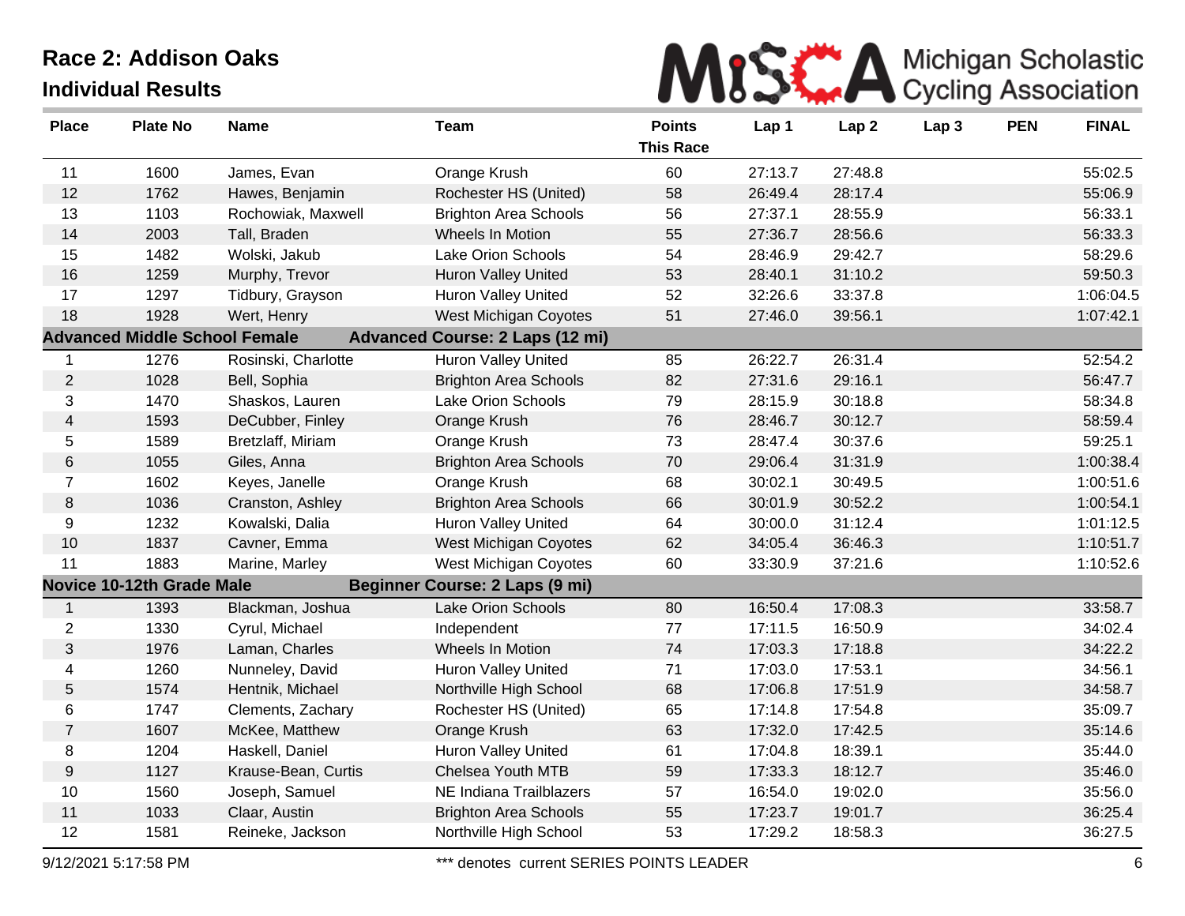# Race 2: Addison Oaks

## Individual Results

| Place | Plate No | Name | Team | Points This Race | Lap 1 | Lap 2 | Lap 3 | PEN | FINAL |
|---|---|---|---|---|---|---|---|---|---|
| 11 | 1600 | James, Evan | Orange Krush | 60 | 27:13.7 | 27:48.8 | | | 55:02.5 |
| 12 | 1762 | Hawes, Benjamin | Rochester HS (United) | 58 | 26:49.4 | 28:17.4 | | | 55:06.9 |
| 13 | 1103 | Rochowiak, Maxwell | Brighton Area Schools | 56 | 27:37.1 | 28:55.9 | | | 56:33.1 |
| 14 | 2003 | Tall, Braden | Wheels In Motion | 55 | 27:36.7 | 28:56.6 | | | 56:33.3 |
| 15 | 1482 | Wolski, Jakub | Lake Orion Schools | 54 | 28:46.9 | 29:42.7 | | | 58:29.6 |
| 16 | 1259 | Murphy, Trevor | Huron Valley United | 53 | 28:40.1 | 31:10.2 | | | 59:50.3 |
| 17 | 1297 | Tidbury, Grayson | Huron Valley United | 52 | 32:26.6 | 33:37.8 | | | 1:06:04.5 |
| 18 | 1928 | Wert, Henry | West Michigan Coyotes | 51 | 27:46.0 | 39:56.1 | | | 1:07:42.1 |
| **Advanced Middle School Female** | | | **Advanced Course: 2 Laps (12 mi)** | | | | | | |
| 1 | 1276 | Rosinski, Charlotte | Huron Valley United | 85 | 26:22.7 | 26:31.4 | | | 52:54.2 |
| 2 | 1028 | Bell, Sophia | Brighton Area Schools | 82 | 27:31.6 | 29:16.1 | | | 56:47.7 |
| 3 | 1470 | Shaskos, Lauren | Lake Orion Schools | 79 | 28:15.9 | 30:18.8 | | | 58:34.8 |
| 4 | 1593 | DeCubber, Finley | Orange Krush | 76 | 28:46.7 | 30:12.7 | | | 58:59.4 |
| 5 | 1589 | Bretzlaff, Miriam | Orange Krush | 73 | 28:47.4 | 30:37.6 | | | 59:25.1 |
| 6 | 1055 | Giles, Anna | Brighton Area Schools | 70 | 29:06.4 | 31:31.9 | | | 1:00:38.4 |
| 7 | 1602 | Keyes, Janelle | Orange Krush | 68 | 30:02.1 | 30:49.5 | | | 1:00:51.6 |
| 8 | 1036 | Cranston, Ashley | Brighton Area Schools | 66 | 30:01.9 | 30:52.2 | | | 1:00:54.1 |
| 9 | 1232 | Kowalski, Dalia | Huron Valley United | 64 | 30:00.0 | 31:12.4 | | | 1:01:12.5 |
| 10 | 1837 | Cavner, Emma | West Michigan Coyotes | 62 | 34:05.4 | 36:46.3 | | | 1:10:51.7 |
| 11 | 1883 | Marine, Marley | West Michigan Coyotes | 60 | 33:30.9 | 37:21.6 | | | 1:10:52.6 |
| **Novice 10-12th Grade Male** | | | **Beginner Course: 2 Laps (9 mi)** | | | | | | |
| 1 | 1393 | Blackman, Joshua | Lake Orion Schools | 80 | 16:50.4 | 17:08.3 | | | 33:58.7 |
| 2 | 1330 | Cyrul, Michael | Independent | 77 | 17:11.5 | 16:50.9 | | | 34:02.4 |
| 3 | 1976 | Laman, Charles | Wheels In Motion | 74 | 17:03.3 | 17:18.8 | | | 34:22.2 |
| 4 | 1260 | Nunneley, David | Huron Valley United | 71 | 17:03.0 | 17:53.1 | | | 34:56.1 |
| 5 | 1574 | Hentnik, Michael | Northville High School | 68 | 17:06.8 | 17:51.9 | | | 34:58.7 |
| 6 | 1747 | Clements, Zachary | Rochester HS (United) | 65 | 17:14.8 | 17:54.8 | | | 35:09.7 |
| 7 | 1607 | McKee, Matthew | Orange Krush | 63 | 17:32.0 | 17:42.5 | | | 35:14.6 |
| 8 | 1204 | Haskell, Daniel | Huron Valley United | 61 | 17:04.8 | 18:39.1 | | | 35:44.0 |
| 9 | 1127 | Krause-Bean, Curtis | Chelsea Youth MTB | 59 | 17:33.3 | 18:12.7 | | | 35:46.0 |
| 10 | 1560 | Joseph, Samuel | NE Indiana Trailblazers | 57 | 16:54.0 | 19:02.0 | | | 35:56.0 |
| 11 | 1033 | Claar, Austin | Brighton Area Schools | 55 | 17:23.7 | 19:01.7 | | | 36:25.4 |
| 12 | 1581 | Reineke, Jackson | Northville High School | 53 | 17:29.2 | 18:58.3 | | | 36:27.5 |

9/12/2021 5:17:58 PM — *** denotes current SERIES POINTS LEADER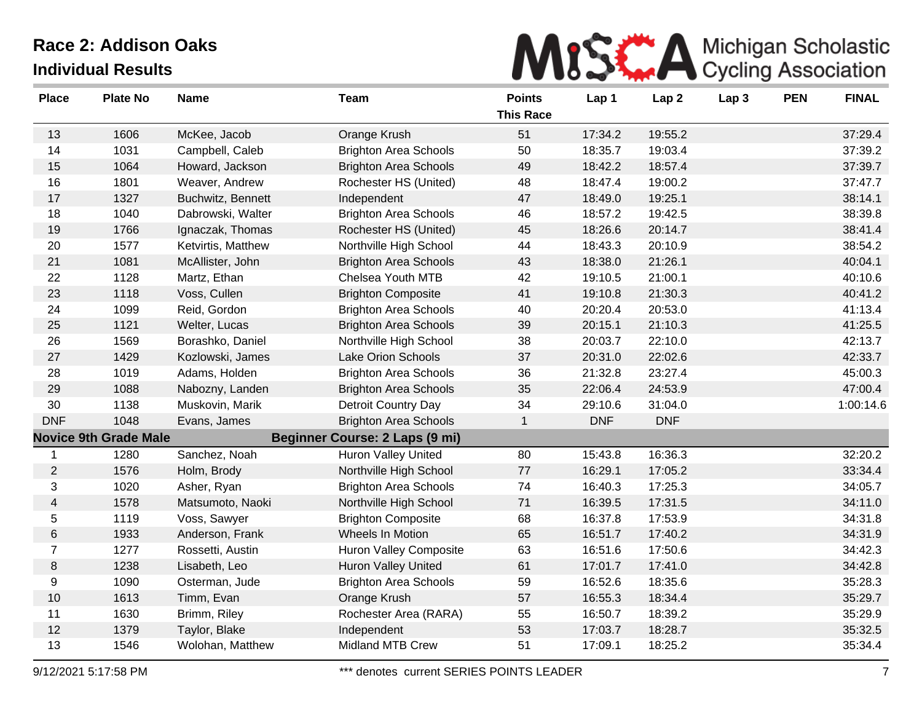# Race 2: Addison Oaks

## Individual Results

Michigan Scholastic Cycling Association

| Place | Plate No | Name | Team | Points This Race | Lap 1 | Lap 2 | Lap 3 | PEN | FINAL |
|---|---|---|---|---|---|---|---|---|---|
| 13 | 1606 | McKee, Jacob | Orange Krush | 51 | 17:34.2 | 19:55.2 | | | 37:29.4 |
| 14 | 1031 | Campbell, Caleb | Brighton Area Schools | 50 | 18:35.7 | 19:03.4 | | | 37:39.2 |
| 15 | 1064 | Howard, Jackson | Brighton Area Schools | 49 | 18:42.2 | 18:57.4 | | | 37:39.7 |
| 16 | 1801 | Weaver, Andrew | Rochester HS (United) | 48 | 18:47.4 | 19:00.2 | | | 37:47.7 |
| 17 | 1327 | Buchwitz, Bennett | Independent | 47 | 18:49.0 | 19:25.1 | | | 38:14.1 |
| 18 | 1040 | Dabrowski, Walter | Brighton Area Schools | 46 | 18:57.2 | 19:42.5 | | | 38:39.8 |
| 19 | 1766 | Ignaczak, Thomas | Rochester HS (United) | 45 | 18:26.6 | 20:14.7 | | | 38:41.4 |
| 20 | 1577 | Ketvirtis, Matthew | Northville High School | 44 | 18:43.3 | 20:10.9 | | | 38:54.2 |
| 21 | 1081 | McAllister, John | Brighton Area Schools | 43 | 18:38.0 | 21:26.1 | | | 40:04.1 |
| 22 | 1128 | Martz, Ethan | Chelsea Youth MTB | 42 | 19:10.5 | 21:00.1 | | | 40:10.6 |
| 23 | 1118 | Voss, Cullen | Brighton Composite | 41 | 19:10.8 | 21:30.3 | | | 40:41.2 |
| 24 | 1099 | Reid, Gordon | Brighton Area Schools | 40 | 20:20.4 | 20:53.0 | | | 41:13.4 |
| 25 | 1121 | Welter, Lucas | Brighton Area Schools | 39 | 20:15.1 | 21:10.3 | | | 41:25.5 |
| 26 | 1569 | Borashko, Daniel | Northville High School | 38 | 20:03.7 | 22:10.0 | | | 42:13.7 |
| 27 | 1429 | Kozlowski, James | Lake Orion Schools | 37 | 20:31.0 | 22:02.6 | | | 42:33.7 |
| 28 | 1019 | Adams, Holden | Brighton Area Schools | 36 | 21:32.8 | 23:27.4 | | | 45:00.3 |
| 29 | 1088 | Nabozny, Landen | Brighton Area Schools | 35 | 22:06.4 | 24:53.9 | | | 47:00.4 |
| 30 | 1138 | Muskovin, Marik | Detroit Country Day | 34 | 29:10.6 | 31:04.0 | | | 1:00:14.6 |
| DNF | 1048 | Evans, James | Brighton Area Schools | 1 | DNF | DNF | | | |
| **Novice 9th Grade Male** | | | **Beginner Course: 2 Laps (9 mi)** | | | | | | |
| 1 | 1280 | Sanchez, Noah | Huron Valley United | 80 | 15:43.8 | 16:36.3 | | | 32:20.2 |
| 2 | 1576 | Holm, Brody | Northville High School | 77 | 16:29.1 | 17:05.2 | | | 33:34.4 |
| 3 | 1020 | Asher, Ryan | Brighton Area Schools | 74 | 16:40.3 | 17:25.3 | | | 34:05.7 |
| 4 | 1578 | Matsumoto, Naoki | Northville High School | 71 | 16:39.5 | 17:31.5 | | | 34:11.0 |
| 5 | 1119 | Voss, Sawyer | Brighton Composite | 68 | 16:37.8 | 17:53.9 | | | 34:31.8 |
| 6 | 1933 | Anderson, Frank | Wheels In Motion | 65 | 16:51.7 | 17:40.2 | | | 34:31.9 |
| 7 | 1277 | Rossetti, Austin | Huron Valley Composite | 63 | 16:51.6 | 17:50.6 | | | 34:42.3 |
| 8 | 1238 | Lisabeth, Leo | Huron Valley United | 61 | 17:01.7 | 17:41.0 | | | 34:42.8 |
| 9 | 1090 | Osterman, Jude | Brighton Area Schools | 59 | 16:52.6 | 18:35.6 | | | 35:28.3 |
| 10 | 1613 | Timm, Evan | Orange Krush | 57 | 16:55.3 | 18:34.4 | | | 35:29.7 |
| 11 | 1630 | Brimm, Riley | Rochester Area (RARA) | 55 | 16:50.7 | 18:39.2 | | | 35:29.9 |
| 12 | 1379 | Taylor, Blake | Independent | 53 | 17:03.7 | 18:28.7 | | | 35:32.5 |
| 13 | 1546 | Wolohan, Matthew | Midland MTB Crew | 51 | 17:09.1 | 18:25.2 | | | 35:34.4 |

9/12/2021 5:17:58 PM — *** denotes current SERIES POINTS LEADER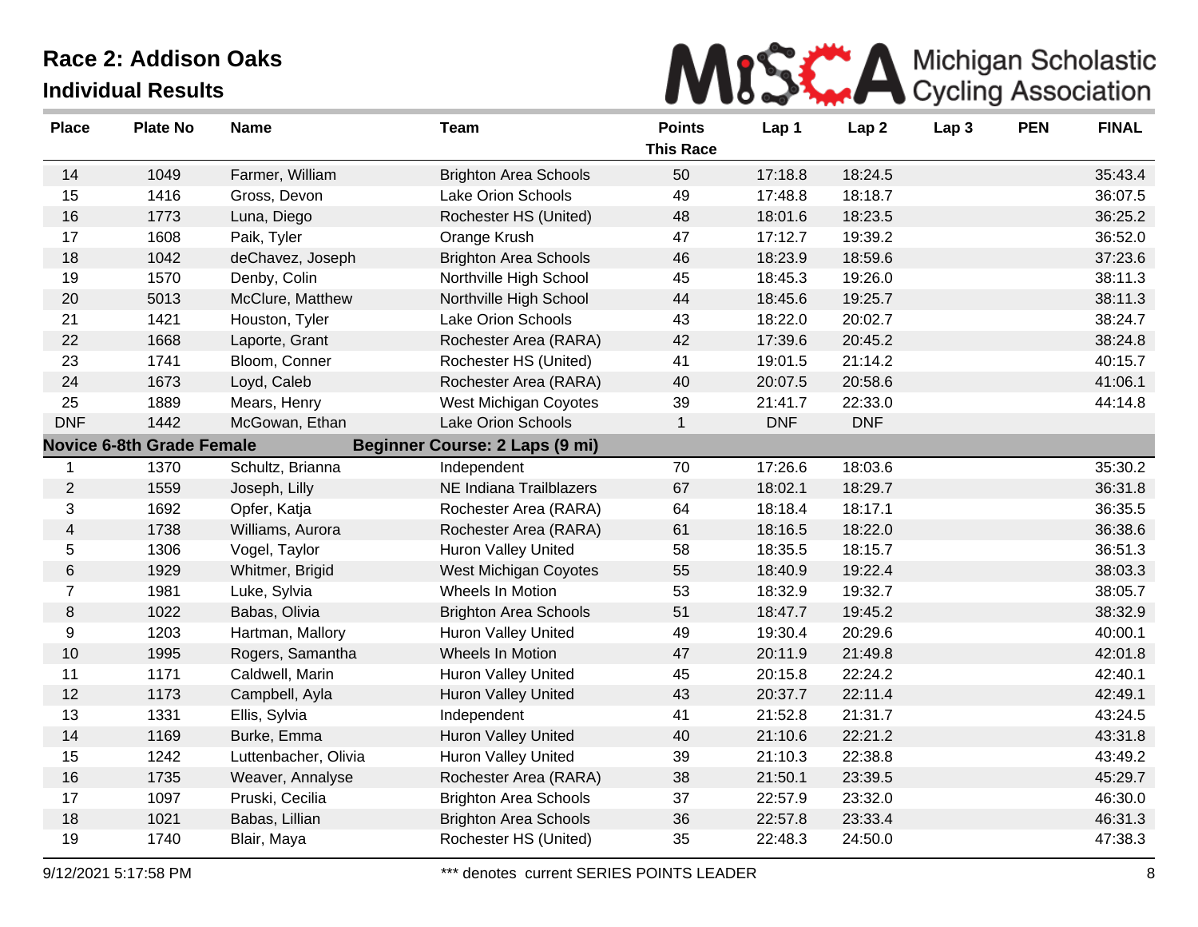# Race 2: Addison Oaks

## Individual Results

Michigan Scholastic Cycling Association

| Place | Plate No | Name | Team | Points This Race | Lap 1 | Lap 2 | Lap 3 | PEN | FINAL |
|---|---|---|---|---|---|---|---|---|---|
| 14 | 1049 | Farmer, William | Brighton Area Schools | 50 | 17:18.8 | 18:24.5 | | | 35:43.4 |
| 15 | 1416 | Gross, Devon | Lake Orion Schools | 49 | 17:48.8 | 18:18.7 | | | 36:07.5 |
| 16 | 1773 | Luna, Diego | Rochester HS (United) | 48 | 18:01.6 | 18:23.5 | | | 36:25.2 |
| 17 | 1608 | Paik, Tyler | Orange Krush | 47 | 17:12.7 | 19:39.2 | | | 36:52.0 |
| 18 | 1042 | deChavez, Joseph | Brighton Area Schools | 46 | 18:23.9 | 18:59.6 | | | 37:23.6 |
| 19 | 1570 | Denby, Colin | Northville High School | 45 | 18:45.3 | 19:26.0 | | | 38:11.3 |
| 20 | 5013 | McClure, Matthew | Northville High School | 44 | 18:45.6 | 19:25.7 | | | 38:11.3 |
| 21 | 1421 | Houston, Tyler | Lake Orion Schools | 43 | 18:22.0 | 20:02.7 | | | 38:24.7 |
| 22 | 1668 | Laporte, Grant | Rochester Area (RARA) | 42 | 17:39.6 | 20:45.2 | | | 38:24.8 |
| 23 | 1741 | Bloom, Conner | Rochester HS (United) | 41 | 19:01.5 | 21:14.2 | | | 40:15.7 |
| 24 | 1673 | Loyd, Caleb | Rochester Area (RARA) | 40 | 20:07.5 | 20:58.6 | | | 41:06.1 |
| 25 | 1889 | Mears, Henry | West Michigan Coyotes | 39 | 21:41.7 | 22:33.0 | | | 44:14.8 |
| DNF | 1442 | McGowan, Ethan | Lake Orion Schools | 1 | DNF | DNF | | | |
| **Novice 6-8th Grade Female** | | | **Beginner Course: 2 Laps (9 mi)** | | | | | | |
| 1 | 1370 | Schultz, Brianna | Independent | 70 | 17:26.6 | 18:03.6 | | | 35:30.2 |
| 2 | 1559 | Joseph, Lilly | NE Indiana Trailblazers | 67 | 18:02.1 | 18:29.7 | | | 36:31.8 |
| 3 | 1692 | Opfer, Katja | Rochester Area (RARA) | 64 | 18:18.4 | 18:17.1 | | | 36:35.5 |
| 4 | 1738 | Williams, Aurora | Rochester Area (RARA) | 61 | 18:16.5 | 18:22.0 | | | 36:38.6 |
| 5 | 1306 | Vogel, Taylor | Huron Valley United | 58 | 18:35.5 | 18:15.7 | | | 36:51.3 |
| 6 | 1929 | Whitmer, Brigid | West Michigan Coyotes | 55 | 18:40.9 | 19:22.4 | | | 38:03.3 |
| 7 | 1981 | Luke, Sylvia | Wheels In Motion | 53 | 18:32.9 | 19:32.7 | | | 38:05.7 |
| 8 | 1022 | Babas, Olivia | Brighton Area Schools | 51 | 18:47.7 | 19:45.2 | | | 38:32.9 |
| 9 | 1203 | Hartman, Mallory | Huron Valley United | 49 | 19:30.4 | 20:29.6 | | | 40:00.1 |
| 10 | 1995 | Rogers, Samantha | Wheels In Motion | 47 | 20:11.9 | 21:49.8 | | | 42:01.8 |
| 11 | 1171 | Caldwell, Marin | Huron Valley United | 45 | 20:15.8 | 22:24.2 | | | 42:40.1 |
| 12 | 1173 | Campbell, Ayla | Huron Valley United | 43 | 20:37.7 | 22:11.4 | | | 42:49.1 |
| 13 | 1331 | Ellis, Sylvia | Independent | 41 | 21:52.8 | 21:31.7 | | | 43:24.5 |
| 14 | 1169 | Burke, Emma | Huron Valley United | 40 | 21:10.6 | 22:21.2 | | | 43:31.8 |
| 15 | 1242 | Luttenbacher, Olivia | Huron Valley United | 39 | 21:10.3 | 22:38.8 | | | 43:49.2 |
| 16 | 1735 | Weaver, Annalyse | Rochester Area (RARA) | 38 | 21:50.1 | 23:39.5 | | | 45:29.7 |
| 17 | 1097 | Pruski, Cecilia | Brighton Area Schools | 37 | 22:57.9 | 23:32.0 | | | 46:30.0 |
| 18 | 1021 | Babas, Lillian | Brighton Area Schools | 36 | 22:57.8 | 23:33.4 | | | 46:31.3 |
| 19 | 1740 | Blair, Maya | Rochester HS (United) | 35 | 22:48.3 | 24:50.0 | | | 47:38.3 |

9/12/2021 5:17:58 PM — *** denotes current SERIES POINTS LEADER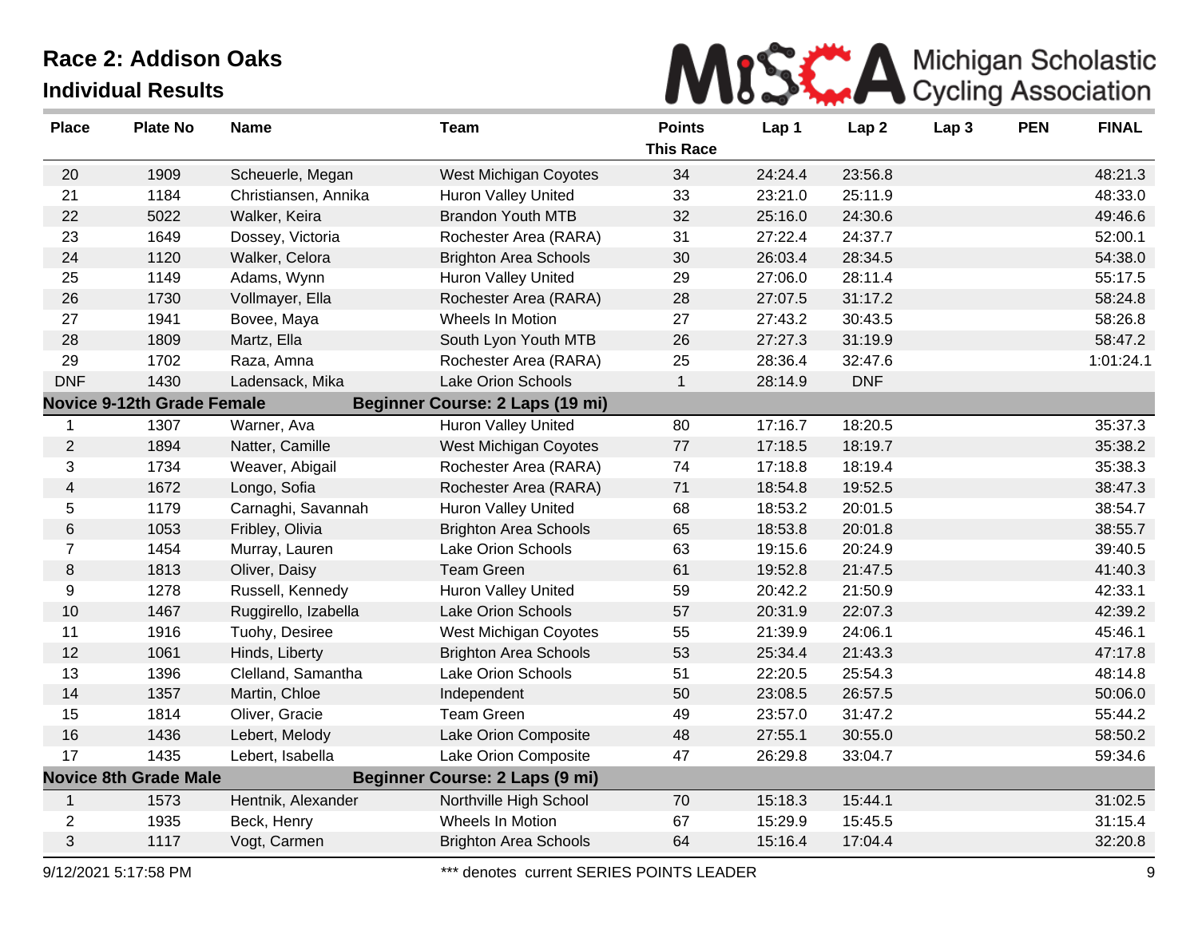# Race 2: Addison Oaks

## Individual Results

Michigan Scholastic Cycling Association

| Place | Plate No | Name | Team | Points This Race | Lap 1 | Lap 2 | Lap 3 | PEN | FINAL |
|---|---|---|---|---|---|---|---|---|---|
| 20 | 1909 | Scheuerle, Megan | West Michigan Coyotes | 34 | 24:24.4 | 23:56.8 | | | 48:21.3 |
| 21 | 1184 | Christiansen, Annika | Huron Valley United | 33 | 23:21.0 | 25:11.9 | | | 48:33.0 |
| 22 | 5022 | Walker, Keira | Brandon Youth MTB | 32 | 25:16.0 | 24:30.6 | | | 49:46.6 |
| 23 | 1649 | Dossey, Victoria | Rochester Area (RARA) | 31 | 27:22.4 | 24:37.7 | | | 52:00.1 |
| 24 | 1120 | Walker, Celora | Brighton Area Schools | 30 | 26:03.4 | 28:34.5 | | | 54:38.0 |
| 25 | 1149 | Adams, Wynn | Huron Valley United | 29 | 27:06.0 | 28:11.4 | | | 55:17.5 |
| 26 | 1730 | Vollmayer, Ella | Rochester Area (RARA) | 28 | 27:07.5 | 31:17.2 | | | 58:24.8 |
| 27 | 1941 | Bovee, Maya | Wheels In Motion | 27 | 27:43.2 | 30:43.5 | | | 58:26.8 |
| 28 | 1809 | Martz, Ella | South Lyon Youth MTB | 26 | 27:27.3 | 31:19.9 | | | 58:47.2 |
| 29 | 1702 | Raza, Amna | Rochester Area (RARA) | 25 | 28:36.4 | 32:47.6 | | | 1:01:24.1 |
| DNF | 1430 | Ladensack, Mika | Lake Orion Schools | 1 | 28:14.9 | DNF | | | |
| **Novice 9-12th Grade Female** | | | **Beginner Course: 2 Laps (19 mi)** | | | | | | |
| 1 | 1307 | Warner, Ava | Huron Valley United | 80 | 17:16.7 | 18:20.5 | | | 35:37.3 |
| 2 | 1894 | Natter, Camille | West Michigan Coyotes | 77 | 17:18.5 | 18:19.7 | | | 35:38.2 |
| 3 | 1734 | Weaver, Abigail | Rochester Area (RARA) | 74 | 17:18.8 | 18:19.4 | | | 35:38.3 |
| 4 | 1672 | Longo, Sofia | Rochester Area (RARA) | 71 | 18:54.8 | 19:52.5 | | | 38:47.3 |
| 5 | 1179 | Carnaghi, Savannah | Huron Valley United | 68 | 18:53.2 | 20:01.5 | | | 38:54.7 |
| 6 | 1053 | Fribley, Olivia | Brighton Area Schools | 65 | 18:53.8 | 20:01.8 | | | 38:55.7 |
| 7 | 1454 | Murray, Lauren | Lake Orion Schools | 63 | 19:15.6 | 20:24.9 | | | 39:40.5 |
| 8 | 1813 | Oliver, Daisy | Team Green | 61 | 19:52.8 | 21:47.5 | | | 41:40.3 |
| 9 | 1278 | Russell, Kennedy | Huron Valley United | 59 | 20:42.2 | 21:50.9 | | | 42:33.1 |
| 10 | 1467 | Ruggirello, Izabella | Lake Orion Schools | 57 | 20:31.9 | 22:07.3 | | | 42:39.2 |
| 11 | 1916 | Tuohy, Desiree | West Michigan Coyotes | 55 | 21:39.9 | 24:06.1 | | | 45:46.1 |
| 12 | 1061 | Hinds, Liberty | Brighton Area Schools | 53 | 25:34.4 | 21:43.3 | | | 47:17.8 |
| 13 | 1396 | Clelland, Samantha | Lake Orion Schools | 51 | 22:20.5 | 25:54.3 | | | 48:14.8 |
| 14 | 1357 | Martin, Chloe | Independent | 50 | 23:08.5 | 26:57.5 | | | 50:06.0 |
| 15 | 1814 | Oliver, Gracie | Team Green | 49 | 23:57.0 | 31:47.2 | | | 55:44.2 |
| 16 | 1436 | Lebert, Melody | Lake Orion Composite | 48 | 27:55.1 | 30:55.0 | | | 58:50.2 |
| 17 | 1435 | Lebert, Isabella | Lake Orion Composite | 47 | 26:29.8 | 33:04.7 | | | 59:34.6 |
| **Novice 8th Grade Male** | | | **Beginner Course: 2 Laps (9 mi)** | | | | | | |
| 1 | 1573 | Hentnik, Alexander | Northville High School | 70 | 15:18.3 | 15:44.1 | | | 31:02.5 |
| 2 | 1935 | Beck, Henry | Wheels In Motion | 67 | 15:29.9 | 15:45.5 | | | 31:15.4 |
| 3 | 1117 | Vogt, Carmen | Brighton Area Schools | 64 | 15:16.4 | 17:04.4 | | | 32:20.8 |

9/12/2021 5:17:58 PM

*** denotes current SERIES POINTS LEADER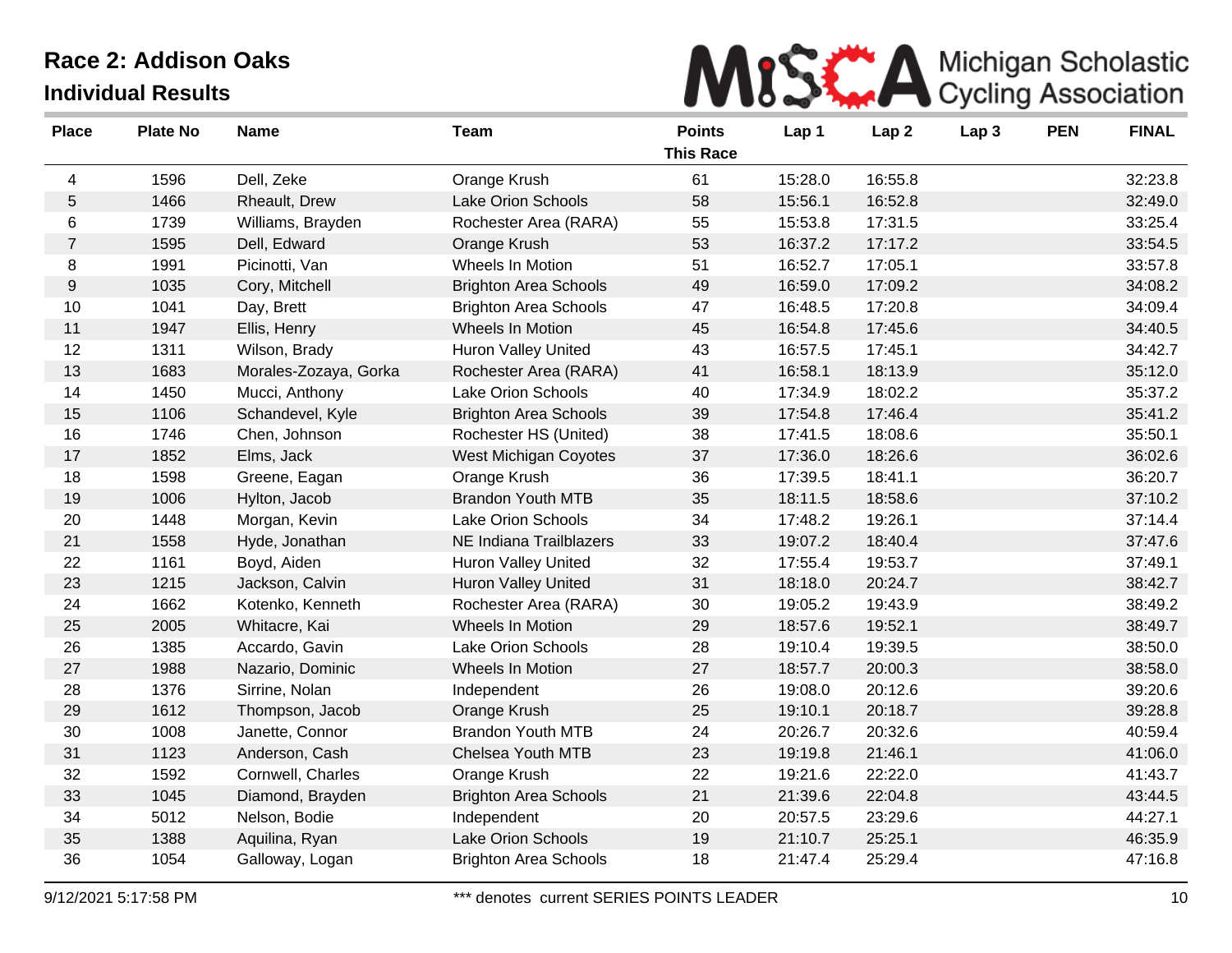# Race 2: Addison Oaks

## Individual Results

Michigan Scholastic Cycling Association

| Place | Plate No | Name | Team | Points This Race | Lap 1 | Lap 2 | Lap 3 | PEN | FINAL |
|---|---|---|---|---|---|---|---|---|---|
| 4 | 1596 | Dell, Zeke | Orange Krush | 61 | 15:28.0 | 16:55.8 | | | 32:23.8 |
| 5 | 1466 | Rheault, Drew | Lake Orion Schools | 58 | 15:56.1 | 16:52.8 | | | 32:49.0 |
| 6 | 1739 | Williams, Brayden | Rochester Area (RARA) | 55 | 15:53.8 | 17:31.5 | | | 33:25.4 |
| 7 | 1595 | Dell, Edward | Orange Krush | 53 | 16:37.2 | 17:17.2 | | | 33:54.5 |
| 8 | 1991 | Picinotti, Van | Wheels In Motion | 51 | 16:52.7 | 17:05.1 | | | 33:57.8 |
| 9 | 1035 | Cory, Mitchell | Brighton Area Schools | 49 | 16:59.0 | 17:09.2 | | | 34:08.2 |
| 10 | 1041 | Day, Brett | Brighton Area Schools | 47 | 16:48.5 | 17:20.8 | | | 34:09.4 |
| 11 | 1947 | Ellis, Henry | Wheels In Motion | 45 | 16:54.8 | 17:45.6 | | | 34:40.5 |
| 12 | 1311 | Wilson, Brady | Huron Valley United | 43 | 16:57.5 | 17:45.1 | | | 34:42.7 |
| 13 | 1683 | Morales-Zozaya, Gorka | Rochester Area (RARA) | 41 | 16:58.1 | 18:13.9 | | | 35:12.0 |
| 14 | 1450 | Mucci, Anthony | Lake Orion Schools | 40 | 17:34.9 | 18:02.2 | | | 35:37.2 |
| 15 | 1106 | Schandevel, Kyle | Brighton Area Schools | 39 | 17:54.8 | 17:46.4 | | | 35:41.2 |
| 16 | 1746 | Chen, Johnson | Rochester HS (United) | 38 | 17:41.5 | 18:08.6 | | | 35:50.1 |
| 17 | 1852 | Elms, Jack | West Michigan Coyotes | 37 | 17:36.0 | 18:26.6 | | | 36:02.6 |
| 18 | 1598 | Greene, Eagan | Orange Krush | 36 | 17:39.5 | 18:41.1 | | | 36:20.7 |
| 19 | 1006 | Hylton, Jacob | Brandon Youth MTB | 35 | 18:11.5 | 18:58.6 | | | 37:10.2 |
| 20 | 1448 | Morgan, Kevin | Lake Orion Schools | 34 | 17:48.2 | 19:26.1 | | | 37:14.4 |
| 21 | 1558 | Hyde, Jonathan | NE Indiana Trailblazers | 33 | 19:07.2 | 18:40.4 | | | 37:47.6 |
| 22 | 1161 | Boyd, Aiden | Huron Valley United | 32 | 17:55.4 | 19:53.7 | | | 37:49.1 |
| 23 | 1215 | Jackson, Calvin | Huron Valley United | 31 | 18:18.0 | 20:24.7 | | | 38:42.7 |
| 24 | 1662 | Kotenko, Kenneth | Rochester Area (RARA) | 30 | 19:05.2 | 19:43.9 | | | 38:49.2 |
| 25 | 2005 | Whitacre, Kai | Wheels In Motion | 29 | 18:57.6 | 19:52.1 | | | 38:49.7 |
| 26 | 1385 | Accardo, Gavin | Lake Orion Schools | 28 | 19:10.4 | 19:39.5 | | | 38:50.0 |
| 27 | 1988 | Nazario, Dominic | Wheels In Motion | 27 | 18:57.7 | 20:00.3 | | | 38:58.0 |
| 28 | 1376 | Sirrine, Nolan | Independent | 26 | 19:08.0 | 20:12.6 | | | 39:20.6 |
| 29 | 1612 | Thompson, Jacob | Orange Krush | 25 | 19:10.1 | 20:18.7 | | | 39:28.8 |
| 30 | 1008 | Janette, Connor | Brandon Youth MTB | 24 | 20:26.7 | 20:32.6 | | | 40:59.4 |
| 31 | 1123 | Anderson, Cash | Chelsea Youth MTB | 23 | 19:19.8 | 21:46.1 | | | 41:06.0 |
| 32 | 1592 | Cornwell, Charles | Orange Krush | 22 | 19:21.6 | 22:22.0 | | | 41:43.7 |
| 33 | 1045 | Diamond, Brayden | Brighton Area Schools | 21 | 21:39.6 | 22:04.8 | | | 43:44.5 |
| 34 | 5012 | Nelson, Bodie | Independent | 20 | 20:57.5 | 23:29.6 | | | 44:27.1 |
| 35 | 1388 | Aquilina, Ryan | Lake Orion Schools | 19 | 21:10.7 | 25:25.1 | | | 46:35.9 |
| 36 | 1054 | Galloway, Logan | Brighton Area Schools | 18 | 21:47.4 | 25:29.4 | | | 47:16.8 |

9/12/2021 5:17:58 PM

*** denotes current SERIES POINTS LEADER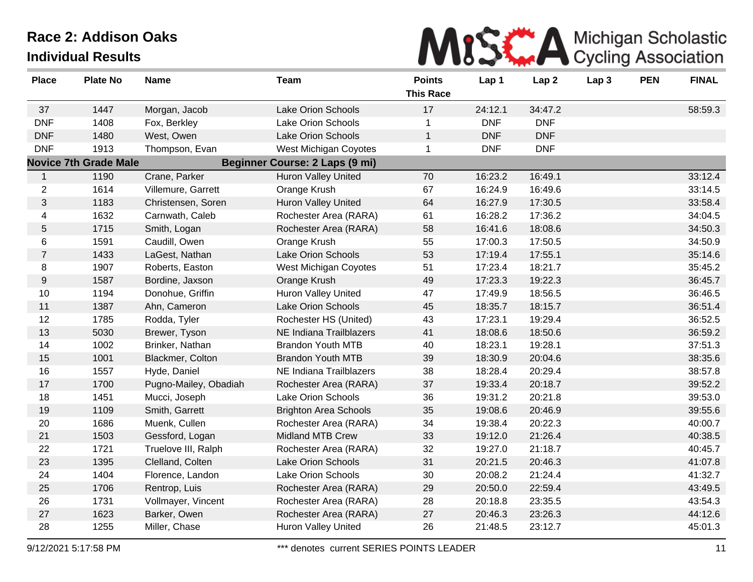# Race 2: Addison Oaks

## Individual Results

Michigan Scholastic Cycling Association

| Place | Plate No | Name | Team | Points This Race | Lap 1 | Lap 2 | Lap 3 | PEN | FINAL |
|---|---|---|---|---|---|---|---|---|---|
| 37 | 1447 | Morgan, Jacob | Lake Orion Schools | 17 | 24:12.1 | 34:47.2 | | | 58:59.3 |
| DNF | 1408 | Fox, Berkley | Lake Orion Schools | 1 | DNF | DNF | | | |
| DNF | 1480 | West, Owen | Lake Orion Schools | 1 | DNF | DNF | | | |
| DNF | 1913 | Thompson, Evan | West Michigan Coyotes | 1 | DNF | DNF | | | |
| **Novice 7th Grade Male** | | | **Beginner Course: 2 Laps (9 mi)** | | | | | | |
| 1 | 1190 | Crane, Parker | Huron Valley United | 70 | 16:23.2 | 16:49.1 | | | 33:12.4 |
| 2 | 1614 | Villemure, Garrett | Orange Krush | 67 | 16:24.9 | 16:49.6 | | | 33:14.5 |
| 3 | 1183 | Christensen, Soren | Huron Valley United | 64 | 16:27.9 | 17:30.5 | | | 33:58.4 |
| 4 | 1632 | Carnwath, Caleb | Rochester Area (RARA) | 61 | 16:28.2 | 17:36.2 | | | 34:04.5 |
| 5 | 1715 | Smith, Logan | Rochester Area (RARA) | 58 | 16:41.6 | 18:08.6 | | | 34:50.3 |
| 6 | 1591 | Caudill, Owen | Orange Krush | 55 | 17:00.3 | 17:50.5 | | | 34:50.9 |
| 7 | 1433 | LaGest, Nathan | Lake Orion Schools | 53 | 17:19.4 | 17:55.1 | | | 35:14.6 |
| 8 | 1907 | Roberts, Easton | West Michigan Coyotes | 51 | 17:23.4 | 18:21.7 | | | 35:45.2 |
| 9 | 1587 | Bordine, Jaxson | Orange Krush | 49 | 17:23.3 | 19:22.3 | | | 36:45.7 |
| 10 | 1194 | Donohue, Griffin | Huron Valley United | 47 | 17:49.9 | 18:56.5 | | | 36:46.5 |
| 11 | 1387 | Ahn, Cameron | Lake Orion Schools | 45 | 18:35.7 | 18:15.7 | | | 36:51.4 |
| 12 | 1785 | Rodda, Tyler | Rochester HS (United) | 43 | 17:23.1 | 19:29.4 | | | 36:52.5 |
| 13 | 5030 | Brewer, Tyson | NE Indiana Trailblazers | 41 | 18:08.6 | 18:50.6 | | | 36:59.2 |
| 14 | 1002 | Brinker, Nathan | Brandon Youth MTB | 40 | 18:23.1 | 19:28.1 | | | 37:51.3 |
| 15 | 1001 | Blackmer, Colton | Brandon Youth MTB | 39 | 18:30.9 | 20:04.6 | | | 38:35.6 |
| 16 | 1557 | Hyde, Daniel | NE Indiana Trailblazers | 38 | 18:28.4 | 20:29.4 | | | 38:57.8 |
| 17 | 1700 | Pugno-Mailey, Obadiah | Rochester Area (RARA) | 37 | 19:33.4 | 20:18.7 | | | 39:52.2 |
| 18 | 1451 | Mucci, Joseph | Lake Orion Schools | 36 | 19:31.2 | 20:21.8 | | | 39:53.0 |
| 19 | 1109 | Smith, Garrett | Brighton Area Schools | 35 | 19:08.6 | 20:46.9 | | | 39:55.6 |
| 20 | 1686 | Muenk, Cullen | Rochester Area (RARA) | 34 | 19:38.4 | 20:22.3 | | | 40:00.7 |
| 21 | 1503 | Gessford, Logan | Midland MTB Crew | 33 | 19:12.0 | 21:26.4 | | | 40:38.5 |
| 22 | 1721 | Truelove III, Ralph | Rochester Area (RARA) | 32 | 19:27.0 | 21:18.7 | | | 40:45.7 |
| 23 | 1395 | Clelland, Colten | Lake Orion Schools | 31 | 20:21.5 | 20:46.3 | | | 41:07.8 |
| 24 | 1404 | Florence, Landon | Lake Orion Schools | 30 | 20:08.2 | 21:24.4 | | | 41:32.7 |
| 25 | 1706 | Rentrop, Luis | Rochester Area (RARA) | 29 | 20:50.0 | 22:59.4 | | | 43:49.5 |
| 26 | 1731 | Vollmayer, Vincent | Rochester Area (RARA) | 28 | 20:18.8 | 23:35.5 | | | 43:54.3 |
| 27 | 1623 | Barker, Owen | Rochester Area (RARA) | 27 | 20:46.3 | 23:26.3 | | | 44:12.6 |
| 28 | 1255 | Miller, Chase | Huron Valley United | 26 | 21:48.5 | 23:12.7 | | | 45:01.3 |

9/12/2021 5:17:58 PM — *** denotes current SERIES POINTS LEADER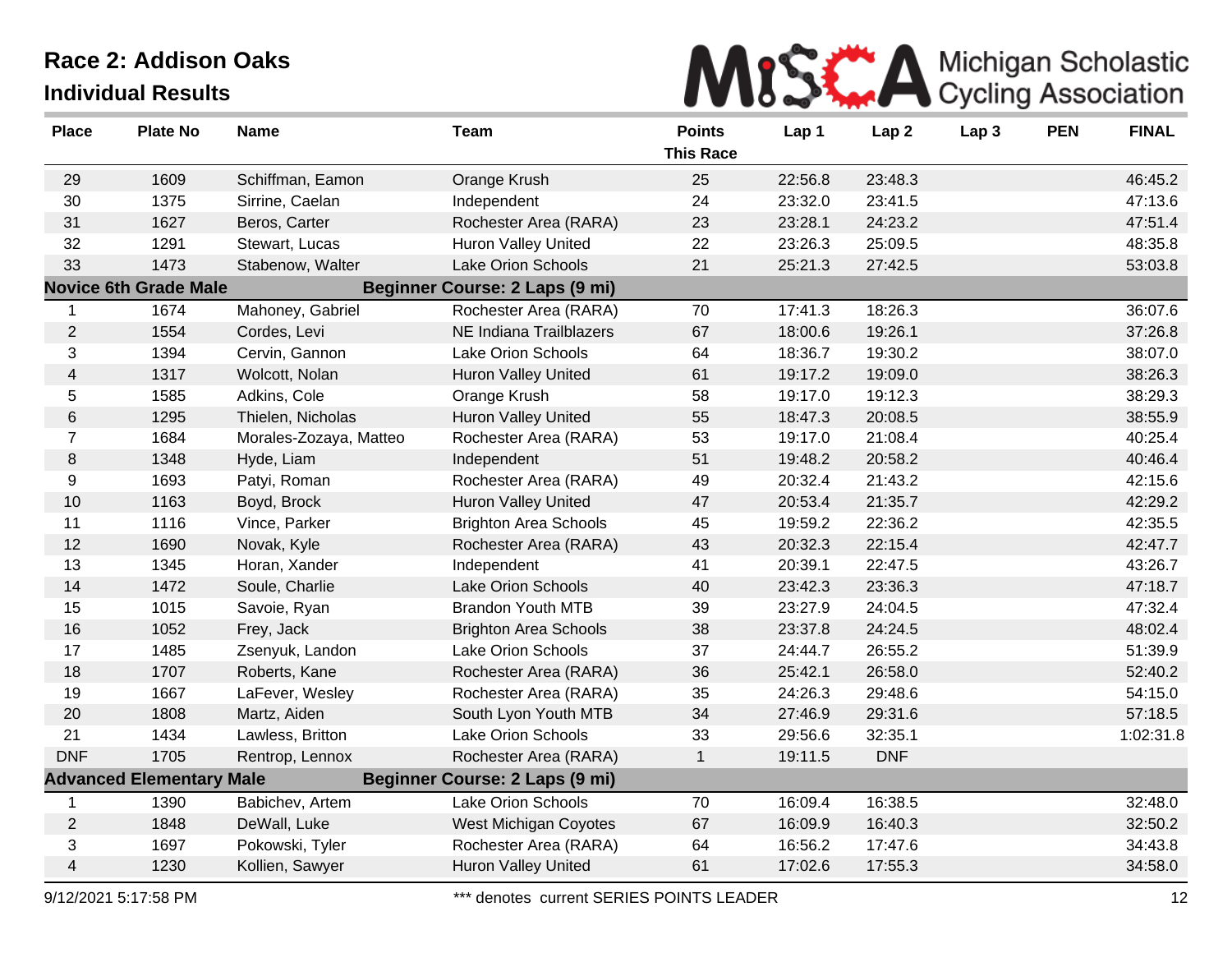# Race 2: Addison Oaks

## Individual Results

Michigan Scholastic Cycling Association

| Place | Plate No | Name | Team | Points This Race | Lap 1 | Lap 2 | Lap 3 | PEN | FINAL |
|---|---|---|---|---|---|---|---|---|---|
| 29 | 1609 | Schiffman, Eamon | Orange Krush | 25 | 22:56.8 | 23:48.3 | | | 46:45.2 |
| 30 | 1375 | Sirrine, Caelan | Independent | 24 | 23:32.0 | 23:41.5 | | | 47:13.6 |
| 31 | 1627 | Beros, Carter | Rochester Area (RARA) | 23 | 23:28.1 | 24:23.2 | | | 47:51.4 |
| 32 | 1291 | Stewart, Lucas | Huron Valley United | 22 | 23:26.3 | 25:09.5 | | | 48:35.8 |
| 33 | 1473 | Stabenow, Walter | Lake Orion Schools | 21 | 25:21.3 | 27:42.5 | | | 53:03.8 |
| **Novice 6th Grade Male** | | | **Beginner Course: 2 Laps (9 mi)** | | | | | | |
| 1 | 1674 | Mahoney, Gabriel | Rochester Area (RARA) | 70 | 17:41.3 | 18:26.3 | | | 36:07.6 |
| 2 | 1554 | Cordes, Levi | NE Indiana Trailblazers | 67 | 18:00.6 | 19:26.1 | | | 37:26.8 |
| 3 | 1394 | Cervin, Gannon | Lake Orion Schools | 64 | 18:36.7 | 19:30.2 | | | 38:07.0 |
| 4 | 1317 | Wolcott, Nolan | Huron Valley United | 61 | 19:17.2 | 19:09.0 | | | 38:26.3 |
| 5 | 1585 | Adkins, Cole | Orange Krush | 58 | 19:17.0 | 19:12.3 | | | 38:29.3 |
| 6 | 1295 | Thielen, Nicholas | Huron Valley United | 55 | 18:47.3 | 20:08.5 | | | 38:55.9 |
| 7 | 1684 | Morales-Zozaya, Matteo | Rochester Area (RARA) | 53 | 19:17.0 | 21:08.4 | | | 40:25.4 |
| 8 | 1348 | Hyde, Liam | Independent | 51 | 19:48.2 | 20:58.2 | | | 40:46.4 |
| 9 | 1693 | Patyi, Roman | Rochester Area (RARA) | 49 | 20:32.4 | 21:43.2 | | | 42:15.6 |
| 10 | 1163 | Boyd, Brock | Huron Valley United | 47 | 20:53.4 | 21:35.7 | | | 42:29.2 |
| 11 | 1116 | Vince, Parker | Brighton Area Schools | 45 | 19:59.2 | 22:36.2 | | | 42:35.5 |
| 12 | 1690 | Novak, Kyle | Rochester Area (RARA) | 43 | 20:32.3 | 22:15.4 | | | 42:47.7 |
| 13 | 1345 | Horan, Xander | Independent | 41 | 20:39.1 | 22:47.5 | | | 43:26.7 |
| 14 | 1472 | Soule, Charlie | Lake Orion Schools | 40 | 23:42.3 | 23:36.3 | | | 47:18.7 |
| 15 | 1015 | Savoie, Ryan | Brandon Youth MTB | 39 | 23:27.9 | 24:04.5 | | | 47:32.4 |
| 16 | 1052 | Frey, Jack | Brighton Area Schools | 38 | 23:37.8 | 24:24.5 | | | 48:02.4 |
| 17 | 1485 | Zsenyuk, Landon | Lake Orion Schools | 37 | 24:44.7 | 26:55.2 | | | 51:39.9 |
| 18 | 1707 | Roberts, Kane | Rochester Area (RARA) | 36 | 25:42.1 | 26:58.0 | | | 52:40.2 |
| 19 | 1667 | LaFever, Wesley | Rochester Area (RARA) | 35 | 24:26.3 | 29:48.6 | | | 54:15.0 |
| 20 | 1808 | Martz, Aiden | South Lyon Youth MTB | 34 | 27:46.9 | 29:31.6 | | | 57:18.5 |
| 21 | 1434 | Lawless, Britton | Lake Orion Schools | 33 | 29:56.6 | 32:35.1 | | | 1:02:31.8 |
| DNF | 1705 | Rentrop, Lennox | Rochester Area (RARA) | 1 | 19:11.5 | DNF | | | |
| **Advanced Elementary Male** | | | **Beginner Course: 2 Laps (9 mi)** | | | | | | |
| 1 | 1390 | Babichev, Artem | Lake Orion Schools | 70 | 16:09.4 | 16:38.5 | | | 32:48.0 |
| 2 | 1848 | DeWall, Luke | West Michigan Coyotes | 67 | 16:09.9 | 16:40.3 | | | 32:50.2 |
| 3 | 1697 | Pokowski, Tyler | Rochester Area (RARA) | 64 | 16:56.2 | 17:47.6 | | | 34:43.8 |
| 4 | 1230 | Kollien, Sawyer | Huron Valley United | 61 | 17:02.6 | 17:55.3 | | | 34:58.0 |

9/12/2021 5:17:58 PM — *** denotes current SERIES POINTS LEADER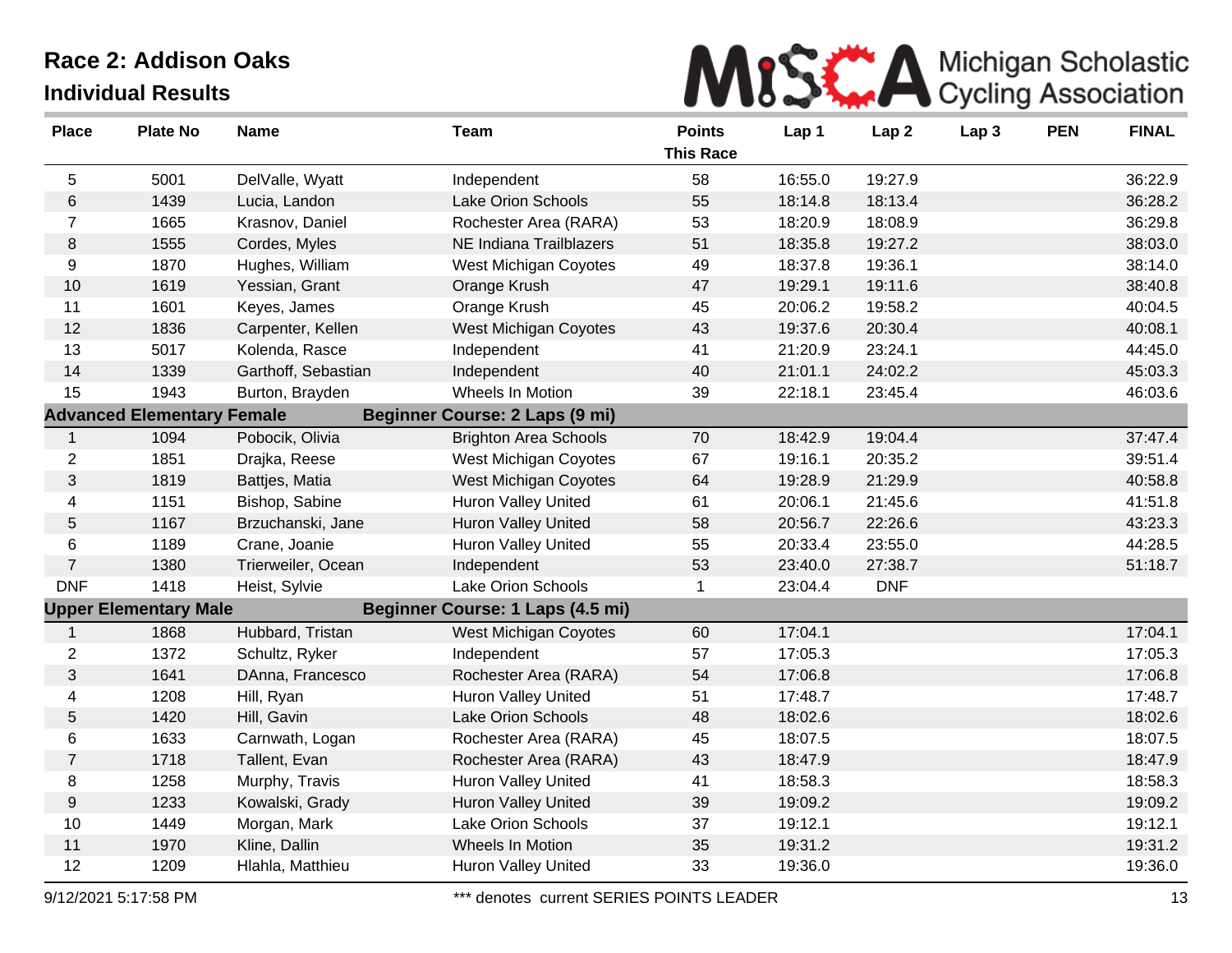# Race 2: Addison Oaks

## Individual Results

Michigan Scholastic Cycling Association

| Place | Plate No | Name | Team | Points This Race | Lap 1 | Lap 2 | Lap 3 | PEN | FINAL |
|---|---|---|---|---|---|---|---|---|---|
| 5 | 5001 | DelValle, Wyatt | Independent | 58 | 16:55.0 | 19:27.9 | | | 36:22.9 |
| 6 | 1439 | Lucia, Landon | Lake Orion Schools | 55 | 18:14.8 | 18:13.4 | | | 36:28.2 |
| 7 | 1665 | Krasnov, Daniel | Rochester Area (RARA) | 53 | 18:20.9 | 18:08.9 | | | 36:29.8 |
| 8 | 1555 | Cordes, Myles | NE Indiana Trailblazers | 51 | 18:35.8 | 19:27.2 | | | 38:03.0 |
| 9 | 1870 | Hughes, William | West Michigan Coyotes | 49 | 18:37.8 | 19:36.1 | | | 38:14.0 |
| 10 | 1619 | Yessian, Grant | Orange Krush | 47 | 19:29.1 | 19:11.6 | | | 38:40.8 |
| 11 | 1601 | Keyes, James | Orange Krush | 45 | 20:06.2 | 19:58.2 | | | 40:04.5 |
| 12 | 1836 | Carpenter, Kellen | West Michigan Coyotes | 43 | 19:37.6 | 20:30.4 | | | 40:08.1 |
| 13 | 5017 | Kolenda, Rasce | Independent | 41 | 21:20.9 | 23:24.1 | | | 44:45.0 |
| 14 | 1339 | Garthoff, Sebastian | Independent | 40 | 21:01.1 | 24:02.2 | | | 45:03.3 |
| 15 | 1943 | Burton, Brayden | Wheels In Motion | 39 | 22:18.1 | 23:45.4 | | | 46:03.6 |
| **Advanced Elementary Female** | | | **Beginner Course: 2 Laps (9 mi)** | | | | | | |
| 1 | 1094 | Pobocik, Olivia | Brighton Area Schools | 70 | 18:42.9 | 19:04.4 | | | 37:47.4 |
| 2 | 1851 | Drajka, Reese | West Michigan Coyotes | 67 | 19:16.1 | 20:35.2 | | | 39:51.4 |
| 3 | 1819 | Battjes, Matia | West Michigan Coyotes | 64 | 19:28.9 | 21:29.9 | | | 40:58.8 |
| 4 | 1151 | Bishop, Sabine | Huron Valley United | 61 | 20:06.1 | 21:45.6 | | | 41:51.8 |
| 5 | 1167 | Brzuchanski, Jane | Huron Valley United | 58 | 20:56.7 | 22:26.6 | | | 43:23.3 |
| 6 | 1189 | Crane, Joanie | Huron Valley United | 55 | 20:33.4 | 23:55.0 | | | 44:28.5 |
| 7 | 1380 | Trierweiler, Ocean | Independent | 53 | 23:40.0 | 27:38.7 | | | 51:18.7 |
| DNF | 1418 | Heist, Sylvie | Lake Orion Schools | 1 | 23:04.4 | DNF | | | |
| **Upper Elementary Male** | | | **Beginner Course: 1 Laps (4.5 mi)** | | | | | | |
| 1 | 1868 | Hubbard, Tristan | West Michigan Coyotes | 60 | 17:04.1 | | | | 17:04.1 |
| 2 | 1372 | Schultz, Ryker | Independent | 57 | 17:05.3 | | | | 17:05.3 |
| 3 | 1641 | DAnna, Francesco | Rochester Area (RARA) | 54 | 17:06.8 | | | | 17:06.8 |
| 4 | 1208 | Hill, Ryan | Huron Valley United | 51 | 17:48.7 | | | | 17:48.7 |
| 5 | 1420 | Hill, Gavin | Lake Orion Schools | 48 | 18:02.6 | | | | 18:02.6 |
| 6 | 1633 | Carnwath, Logan | Rochester Area (RARA) | 45 | 18:07.5 | | | | 18:07.5 |
| 7 | 1718 | Tallent, Evan | Rochester Area (RARA) | 43 | 18:47.9 | | | | 18:47.9 |
| 8 | 1258 | Murphy, Travis | Huron Valley United | 41 | 18:58.3 | | | | 18:58.3 |
| 9 | 1233 | Kowalski, Grady | Huron Valley United | 39 | 19:09.2 | | | | 19:09.2 |
| 10 | 1449 | Morgan, Mark | Lake Orion Schools | 37 | 19:12.1 | | | | 19:12.1 |
| 11 | 1970 | Kline, Dallin | Wheels In Motion | 35 | 19:31.2 | | | | 19:31.2 |
| 12 | 1209 | Hlahla, Matthieu | Huron Valley United | 33 | 19:36.0 | | | | 19:36.0 |

9/12/2021 5:17:58 PM — *** denotes current SERIES POINTS LEADER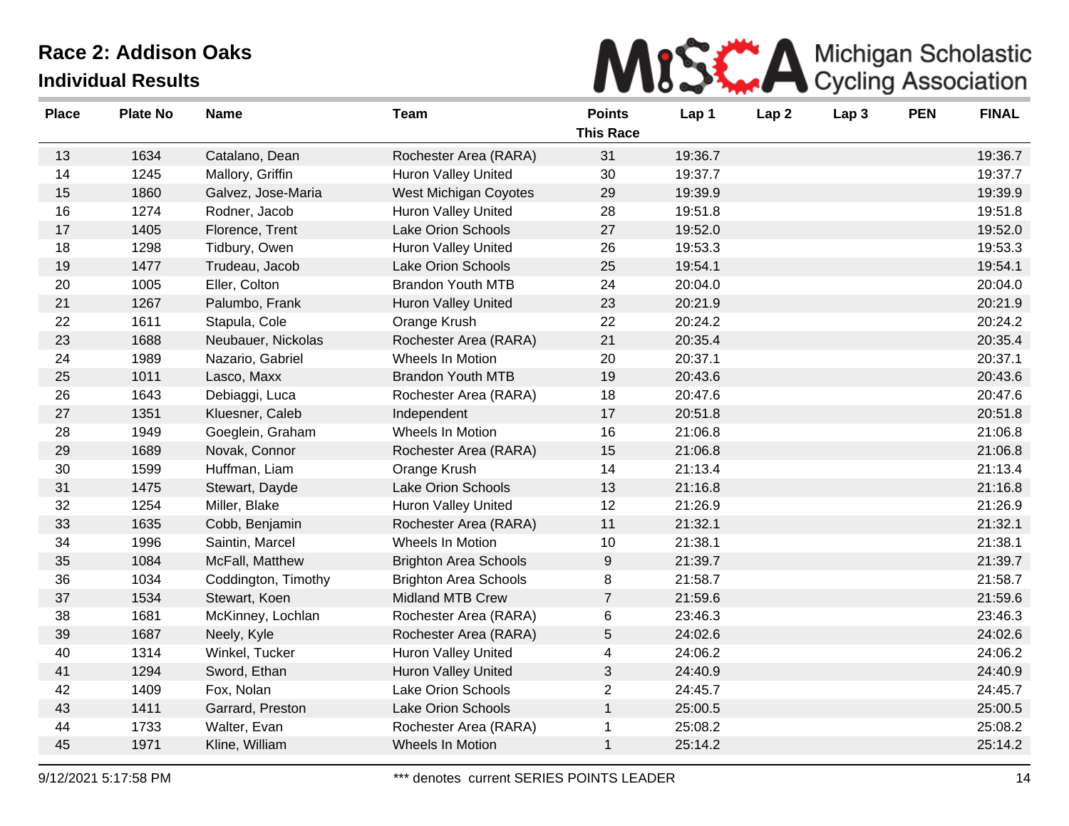# Race 2: Addison Oaks

## Individual Results

Michigan Scholastic Cycling Association

| Place | Plate No | Name | Team | Points This Race | Lap 1 | Lap 2 | Lap 3 | PEN | FINAL |
|---|---|---|---|---|---|---|---|---|---|
| 13 | 1634 | Catalano, Dean | Rochester Area (RARA) | 31 | 19:36.7 | | | | 19:36.7 |
| 14 | 1245 | Mallory, Griffin | Huron Valley United | 30 | 19:37.7 | | | | 19:37.7 |
| 15 | 1860 | Galvez, Jose-Maria | West Michigan Coyotes | 29 | 19:39.9 | | | | 19:39.9 |
| 16 | 1274 | Rodner, Jacob | Huron Valley United | 28 | 19:51.8 | | | | 19:51.8 |
| 17 | 1405 | Florence, Trent | Lake Orion Schools | 27 | 19:52.0 | | | | 19:52.0 |
| 18 | 1298 | Tidbury, Owen | Huron Valley United | 26 | 19:53.3 | | | | 19:53.3 |
| 19 | 1477 | Trudeau, Jacob | Lake Orion Schools | 25 | 19:54.1 | | | | 19:54.1 |
| 20 | 1005 | Eller, Colton | Brandon Youth MTB | 24 | 20:04.0 | | | | 20:04.0 |
| 21 | 1267 | Palumbo, Frank | Huron Valley United | 23 | 20:21.9 | | | | 20:21.9 |
| 22 | 1611 | Stapula, Cole | Orange Krush | 22 | 20:24.2 | | | | 20:24.2 |
| 23 | 1688 | Neubauer, Nickolas | Rochester Area (RARA) | 21 | 20:35.4 | | | | 20:35.4 |
| 24 | 1989 | Nazario, Gabriel | Wheels In Motion | 20 | 20:37.1 | | | | 20:37.1 |
| 25 | 1011 | Lasco, Maxx | Brandon Youth MTB | 19 | 20:43.6 | | | | 20:43.6 |
| 26 | 1643 | Debiaggi, Luca | Rochester Area (RARA) | 18 | 20:47.6 | | | | 20:47.6 |
| 27 | 1351 | Kluesner, Caleb | Independent | 17 | 20:51.8 | | | | 20:51.8 |
| 28 | 1949 | Goeglein, Graham | Wheels In Motion | 16 | 21:06.8 | | | | 21:06.8 |
| 29 | 1689 | Novak, Connor | Rochester Area (RARA) | 15 | 21:06.8 | | | | 21:06.8 |
| 30 | 1599 | Huffman, Liam | Orange Krush | 14 | 21:13.4 | | | | 21:13.4 |
| 31 | 1475 | Stewart, Dayde | Lake Orion Schools | 13 | 21:16.8 | | | | 21:16.8 |
| 32 | 1254 | Miller, Blake | Huron Valley United | 12 | 21:26.9 | | | | 21:26.9 |
| 33 | 1635 | Cobb, Benjamin | Rochester Area (RARA) | 11 | 21:32.1 | | | | 21:32.1 |
| 34 | 1996 | Saintin, Marcel | Wheels In Motion | 10 | 21:38.1 | | | | 21:38.1 |
| 35 | 1084 | McFall, Matthew | Brighton Area Schools | 9 | 21:39.7 | | | | 21:39.7 |
| 36 | 1034 | Coddington, Timothy | Brighton Area Schools | 8 | 21:58.7 | | | | 21:58.7 |
| 37 | 1534 | Stewart, Koen | Midland MTB Crew | 7 | 21:59.6 | | | | 21:59.6 |
| 38 | 1681 | McKinney, Lochlan | Rochester Area (RARA) | 6 | 23:46.3 | | | | 23:46.3 |
| 39 | 1687 | Neely, Kyle | Rochester Area (RARA) | 5 | 24:02.6 | | | | 24:02.6 |
| 40 | 1314 | Winkel, Tucker | Huron Valley United | 4 | 24:06.2 | | | | 24:06.2 |
| 41 | 1294 | Sword, Ethan | Huron Valley United | 3 | 24:40.9 | | | | 24:40.9 |
| 42 | 1409 | Fox, Nolan | Lake Orion Schools | 2 | 24:45.7 | | | | 24:45.7 |
| 43 | 1411 | Garrard, Preston | Lake Orion Schools | 1 | 25:00.5 | | | | 25:00.5 |
| 44 | 1733 | Walter, Evan | Rochester Area (RARA) | 1 | 25:08.2 | | | | 25:08.2 |
| 45 | 1971 | Kline, William | Wheels In Motion | 1 | 25:14.2 | | | | 25:14.2 |

9/12/2021 5:17:58 PM

*** denotes current SERIES POINTS LEADER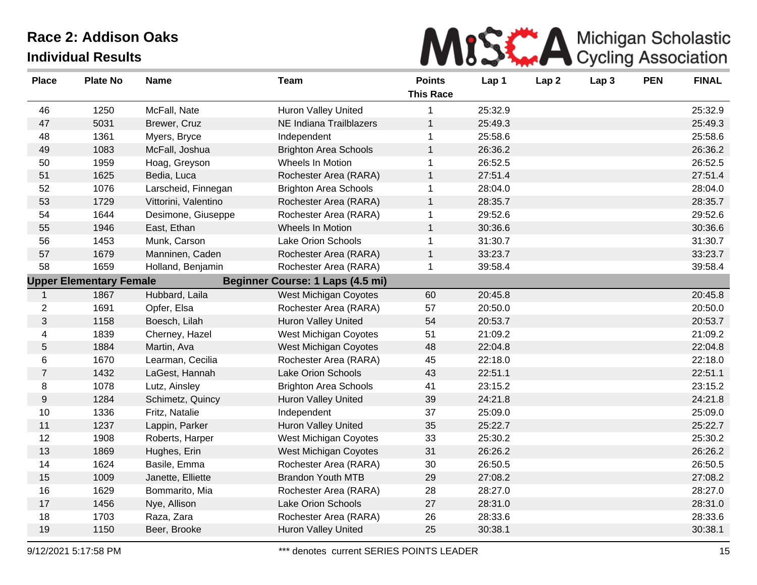# Race 2: Addison Oaks

## Individual Results

| Place | Plate No | Name | Team | Points This Race | Lap 1 | Lap 2 | Lap 3 | PEN | FINAL |
|---|---|---|---|---|---|---|---|---|---|
| 46 | 1250 | McFall, Nate | Huron Valley United | 1 | 25:32.9 | | | | 25:32.9 |
| 47 | 5031 | Brewer, Cruz | NE Indiana Trailblazers | 1 | 25:49.3 | | | | 25:49.3 |
| 48 | 1361 | Myers, Bryce | Independent | 1 | 25:58.6 | | | | 25:58.6 |
| 49 | 1083 | McFall, Joshua | Brighton Area Schools | 1 | 26:36.2 | | | | 26:36.2 |
| 50 | 1959 | Hoag, Greyson | Wheels In Motion | 1 | 26:52.5 | | | | 26:52.5 |
| 51 | 1625 | Bedia, Luca | Rochester Area (RARA) | 1 | 27:51.4 | | | | 27:51.4 |
| 52 | 1076 | Larscheid, Finnegan | Brighton Area Schools | 1 | 28:04.0 | | | | 28:04.0 |
| 53 | 1729 | Vittorini, Valentino | Rochester Area (RARA) | 1 | 28:35.7 | | | | 28:35.7 |
| 54 | 1644 | Desimone, Giuseppe | Rochester Area (RARA) | 1 | 29:52.6 | | | | 29:52.6 |
| 55 | 1946 | East, Ethan | Wheels In Motion | 1 | 30:36.6 | | | | 30:36.6 |
| 56 | 1453 | Munk, Carson | Lake Orion Schools | 1 | 31:30.7 | | | | 31:30.7 |
| 57 | 1679 | Manninen, Caden | Rochester Area (RARA) | 1 | 33:23.7 | | | | 33:23.7 |
| 58 | 1659 | Holland, Benjamin | Rochester Area (RARA) | 1 | 39:58.4 | | | | 39:58.4 |
| **Upper Elementary Female** | | | **Beginner Course: 1 Laps (4.5 mi)** | | | | | | |
| 1 | 1867 | Hubbard, Laila | West Michigan Coyotes | 60 | 20:45.8 | | | | 20:45.8 |
| 2 | 1691 | Opfer, Elsa | Rochester Area (RARA) | 57 | 20:50.0 | | | | 20:50.0 |
| 3 | 1158 | Boesch, Lilah | Huron Valley United | 54 | 20:53.7 | | | | 20:53.7 |
| 4 | 1839 | Cherney, Hazel | West Michigan Coyotes | 51 | 21:09.2 | | | | 21:09.2 |
| 5 | 1884 | Martin, Ava | West Michigan Coyotes | 48 | 22:04.8 | | | | 22:04.8 |
| 6 | 1670 | Learman, Cecilia | Rochester Area (RARA) | 45 | 22:18.0 | | | | 22:18.0 |
| 7 | 1432 | LaGest, Hannah | Lake Orion Schools | 43 | 22:51.1 | | | | 22:51.1 |
| 8 | 1078 | Lutz, Ainsley | Brighton Area Schools | 41 | 23:15.2 | | | | 23:15.2 |
| 9 | 1284 | Schimetz, Quincy | Huron Valley United | 39 | 24:21.8 | | | | 24:21.8 |
| 10 | 1336 | Fritz, Natalie | Independent | 37 | 25:09.0 | | | | 25:09.0 |
| 11 | 1237 | Lappin, Parker | Huron Valley United | 35 | 25:22.7 | | | | 25:22.7 |
| 12 | 1908 | Roberts, Harper | West Michigan Coyotes | 33 | 25:30.2 | | | | 25:30.2 |
| 13 | 1869 | Hughes, Erin | West Michigan Coyotes | 31 | 26:26.2 | | | | 26:26.2 |
| 14 | 1624 | Basile, Emma | Rochester Area (RARA) | 30 | 26:50.5 | | | | 26:50.5 |
| 15 | 1009 | Janette, Elliette | Brandon Youth MTB | 29 | 27:08.2 | | | | 27:08.2 |
| 16 | 1629 | Bommarito, Mia | Rochester Area (RARA) | 28 | 28:27.0 | | | | 28:27.0 |
| 17 | 1456 | Nye, Allison | Lake Orion Schools | 27 | 28:31.0 | | | | 28:31.0 |
| 18 | 1703 | Raza, Zara | Rochester Area (RARA) | 26 | 28:33.6 | | | | 28:33.6 |
| 19 | 1150 | Beer, Brooke | Huron Valley United | 25 | 30:38.1 | | | | 30:38.1 |

9/12/2021 5:17:58 PM

*** denotes current SERIES POINTS LEADER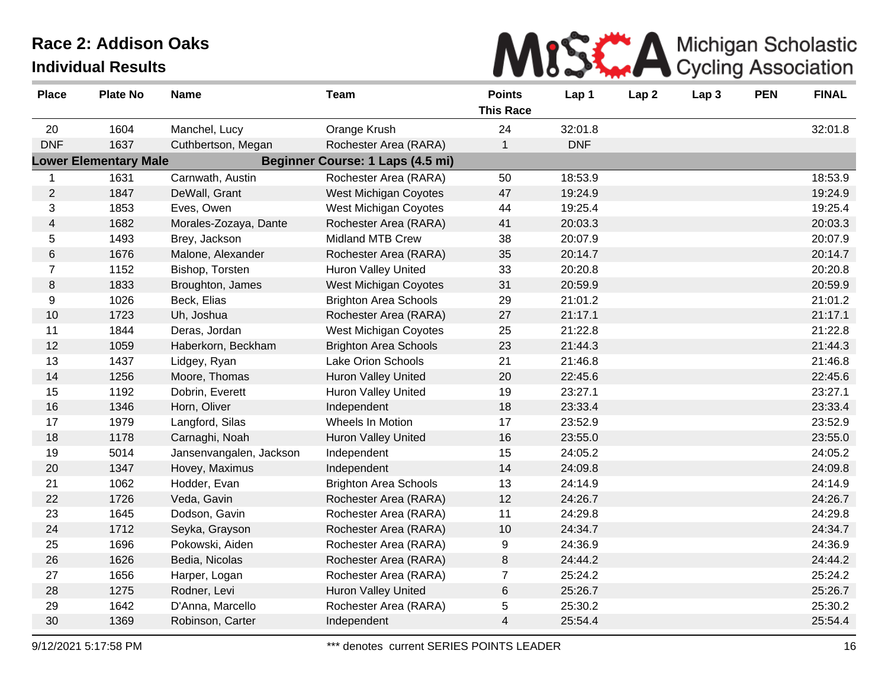# Race 2: Addison Oaks

## Individual Results

Michigan Scholastic Cycling Association

| Place | Plate No | Name | Team | Points This Race | Lap 1 | Lap 2 | Lap 3 | PEN | FINAL |
|---|---|---|---|---|---|---|---|---|---|
| 20 | 1604 | Manchel, Lucy | Orange Krush | 24 | 32:01.8 | | | | 32:01.8 |
| DNF | 1637 | Cuthbertson, Megan | Rochester Area (RARA) | 1 | DNF | | | | |
| **Lower Elementary Male** | | | **Beginner Course: 1 Laps (4.5 mi)** | | | | | | |
| 1 | 1631 | Carnwath, Austin | Rochester Area (RARA) | 50 | 18:53.9 | | | | 18:53.9 |
| 2 | 1847 | DeWall, Grant | West Michigan Coyotes | 47 | 19:24.9 | | | | 19:24.9 |
| 3 | 1853 | Eves, Owen | West Michigan Coyotes | 44 | 19:25.4 | | | | 19:25.4 |
| 4 | 1682 | Morales-Zozaya, Dante | Rochester Area (RARA) | 41 | 20:03.3 | | | | 20:03.3 |
| 5 | 1493 | Brey, Jackson | Midland MTB Crew | 38 | 20:07.9 | | | | 20:07.9 |
| 6 | 1676 | Malone, Alexander | Rochester Area (RARA) | 35 | 20:14.7 | | | | 20:14.7 |
| 7 | 1152 | Bishop, Torsten | Huron Valley United | 33 | 20:20.8 | | | | 20:20.8 |
| 8 | 1833 | Broughton, James | West Michigan Coyotes | 31 | 20:59.9 | | | | 20:59.9 |
| 9 | 1026 | Beck, Elias | Brighton Area Schools | 29 | 21:01.2 | | | | 21:01.2 |
| 10 | 1723 | Uh, Joshua | Rochester Area (RARA) | 27 | 21:17.1 | | | | 21:17.1 |
| 11 | 1844 | Deras, Jordan | West Michigan Coyotes | 25 | 21:22.8 | | | | 21:22.8 |
| 12 | 1059 | Haberkorn, Beckham | Brighton Area Schools | 23 | 21:44.3 | | | | 21:44.3 |
| 13 | 1437 | Lidgey, Ryan | Lake Orion Schools | 21 | 21:46.8 | | | | 21:46.8 |
| 14 | 1256 | Moore, Thomas | Huron Valley United | 20 | 22:45.6 | | | | 22:45.6 |
| 15 | 1192 | Dobrin, Everett | Huron Valley United | 19 | 23:27.1 | | | | 23:27.1 |
| 16 | 1346 | Horn, Oliver | Independent | 18 | 23:33.4 | | | | 23:33.4 |
| 17 | 1979 | Langford, Silas | Wheels In Motion | 17 | 23:52.9 | | | | 23:52.9 |
| 18 | 1178 | Carnaghi, Noah | Huron Valley United | 16 | 23:55.0 | | | | 23:55.0 |
| 19 | 5014 | Jansenvangalen, Jackson | Independent | 15 | 24:05.2 | | | | 24:05.2 |
| 20 | 1347 | Hovey, Maximus | Independent | 14 | 24:09.8 | | | | 24:09.8 |
| 21 | 1062 | Hodder, Evan | Brighton Area Schools | 13 | 24:14.9 | | | | 24:14.9 |
| 22 | 1726 | Veda, Gavin | Rochester Area (RARA) | 12 | 24:26.7 | | | | 24:26.7 |
| 23 | 1645 | Dodson, Gavin | Rochester Area (RARA) | 11 | 24:29.8 | | | | 24:29.8 |
| 24 | 1712 | Seyka, Grayson | Rochester Area (RARA) | 10 | 24:34.7 | | | | 24:34.7 |
| 25 | 1696 | Pokowski, Aiden | Rochester Area (RARA) | 9 | 24:36.9 | | | | 24:36.9 |
| 26 | 1626 | Bedia, Nicolas | Rochester Area (RARA) | 8 | 24:44.2 | | | | 24:44.2 |
| 27 | 1656 | Harper, Logan | Rochester Area (RARA) | 7 | 25:24.2 | | | | 25:24.2 |
| 28 | 1275 | Rodner, Levi | Huron Valley United | 6 | 25:26.7 | | | | 25:26.7 |
| 29 | 1642 | D'Anna, Marcello | Rochester Area (RARA) | 5 | 25:30.2 | | | | 25:30.2 |
| 30 | 1369 | Robinson, Carter | Independent | 4 | 25:54.4 | | | | 25:54.4 |

9/12/2021 5:17:58 PM — *** denotes current SERIES POINTS LEADER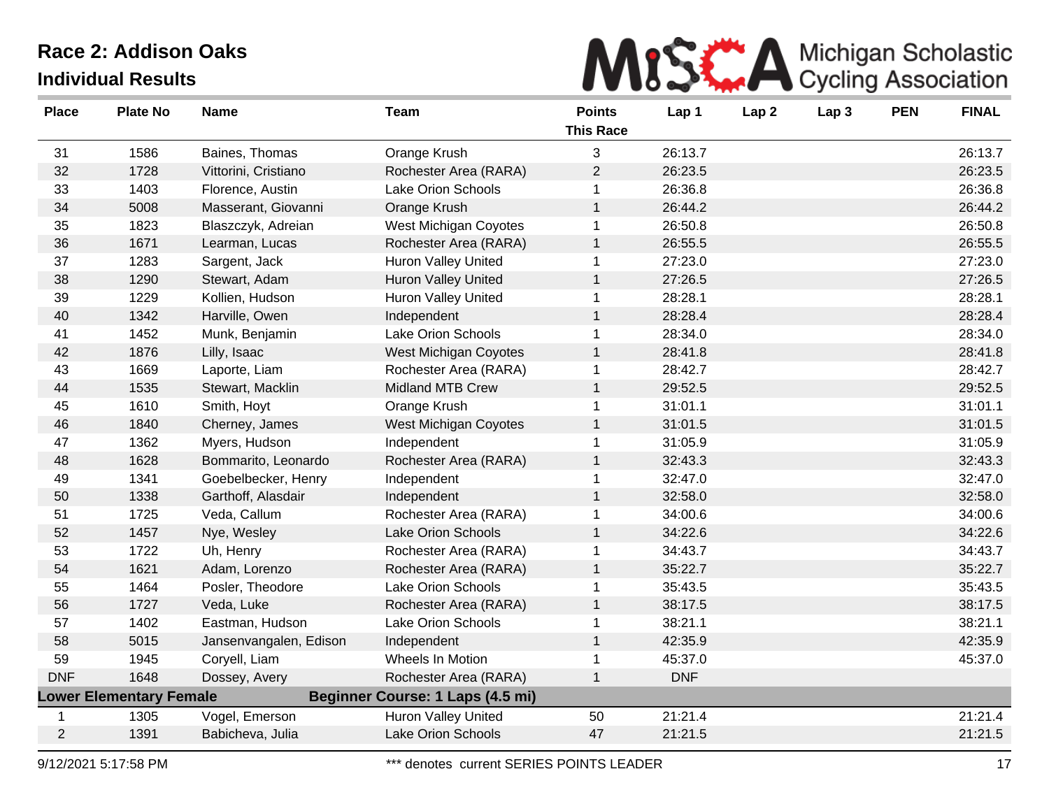# Race 2: Addison Oaks

## Individual Results

| Place | Plate No | Name | Team | Points This Race | Lap 1 | Lap 2 | Lap 3 | PEN | FINAL |
|---|---|---|---|---|---|---|---|---|---|
| 31 | 1586 | Baines, Thomas | Orange Krush | 3 | 26:13.7 | | | | 26:13.7 |
| 32 | 1728 | Vittorini, Cristiano | Rochester Area (RARA) | 2 | 26:23.5 | | | | 26:23.5 |
| 33 | 1403 | Florence, Austin | Lake Orion Schools | 1 | 26:36.8 | | | | 26:36.8 |
| 34 | 5008 | Masserant, Giovanni | Orange Krush | 1 | 26:44.2 | | | | 26:44.2 |
| 35 | 1823 | Blaszczyk, Adreian | West Michigan Coyotes | 1 | 26:50.8 | | | | 26:50.8 |
| 36 | 1671 | Learman, Lucas | Rochester Area (RARA) | 1 | 26:55.5 | | | | 26:55.5 |
| 37 | 1283 | Sargent, Jack | Huron Valley United | 1 | 27:23.0 | | | | 27:23.0 |
| 38 | 1290 | Stewart, Adam | Huron Valley United | 1 | 27:26.5 | | | | 27:26.5 |
| 39 | 1229 | Kollien, Hudson | Huron Valley United | 1 | 28:28.1 | | | | 28:28.1 |
| 40 | 1342 | Harville, Owen | Independent | 1 | 28:28.4 | | | | 28:28.4 |
| 41 | 1452 | Munk, Benjamin | Lake Orion Schools | 1 | 28:34.0 | | | | 28:34.0 |
| 42 | 1876 | Lilly, Isaac | West Michigan Coyotes | 1 | 28:41.8 | | | | 28:41.8 |
| 43 | 1669 | Laporte, Liam | Rochester Area (RARA) | 1 | 28:42.7 | | | | 28:42.7 |
| 44 | 1535 | Stewart, Macklin | Midland MTB Crew | 1 | 29:52.5 | | | | 29:52.5 |
| 45 | 1610 | Smith, Hoyt | Orange Krush | 1 | 31:01.1 | | | | 31:01.1 |
| 46 | 1840 | Cherney, James | West Michigan Coyotes | 1 | 31:01.5 | | | | 31:01.5 |
| 47 | 1362 | Myers, Hudson | Independent | 1 | 31:05.9 | | | | 31:05.9 |
| 48 | 1628 | Bommarito, Leonardo | Rochester Area (RARA) | 1 | 32:43.3 | | | | 32:43.3 |
| 49 | 1341 | Goebelbecker, Henry | Independent | 1 | 32:47.0 | | | | 32:47.0 |
| 50 | 1338 | Garthoff, Alasdair | Independent | 1 | 32:58.0 | | | | 32:58.0 |
| 51 | 1725 | Veda, Callum | Rochester Area (RARA) | 1 | 34:00.6 | | | | 34:00.6 |
| 52 | 1457 | Nye, Wesley | Lake Orion Schools | 1 | 34:22.6 | | | | 34:22.6 |
| 53 | 1722 | Uh, Henry | Rochester Area (RARA) | 1 | 34:43.7 | | | | 34:43.7 |
| 54 | 1621 | Adam, Lorenzo | Rochester Area (RARA) | 1 | 35:22.7 | | | | 35:22.7 |
| 55 | 1464 | Posler, Theodore | Lake Orion Schools | 1 | 35:43.5 | | | | 35:43.5 |
| 56 | 1727 | Veda, Luke | Rochester Area (RARA) | 1 | 38:17.5 | | | | 38:17.5 |
| 57 | 1402 | Eastman, Hudson | Lake Orion Schools | 1 | 38:21.1 | | | | 38:21.1 |
| 58 | 5015 | Jansenvangalen, Edison | Independent | 1 | 42:35.9 | | | | 42:35.9 |
| 59 | 1945 | Coryell, Liam | Wheels In Motion | 1 | 45:37.0 | | | | 45:37.0 |
| DNF | 1648 | Dossey, Avery | Rochester Area (RARA) | 1 | DNF | | | | |
| **Lower Elementary Female** | | | **Beginner Course: 1 Laps (4.5 mi)** | | | | | | |
| 1 | 1305 | Vogel, Emerson | Huron Valley United | 50 | 21:21.4 | | | | 21:21.4 |
| 2 | 1391 | Babicheva, Julia | Lake Orion Schools | 47 | 21:21.5 | | | | 21:21.5 |

9/12/2021 5:17:58 PM — *** denotes current SERIES POINTS LEADER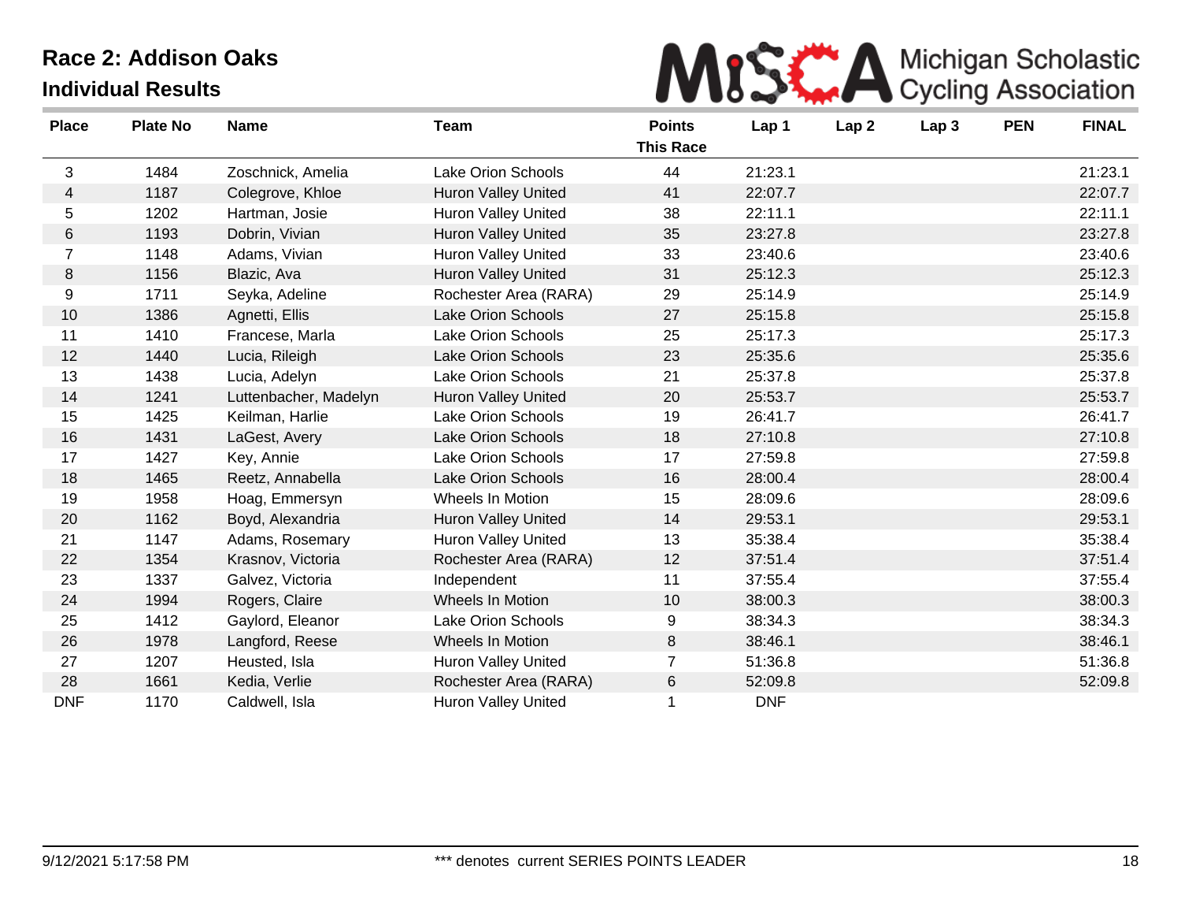# Race 2: Addison Oaks

## Individual Results

Michigan Scholastic Cycling Association

| Place | Plate No | Name | Team | Points This Race | Lap 1 | Lap 2 | Lap 3 | PEN | FINAL |
|---|---|---|---|---|---|---|---|---|---|
| 3 | 1484 | Zoschnick, Amelia | Lake Orion Schools | 44 | 21:23.1 | | | | 21:23.1 |
| 4 | 1187 | Colegrove, Khloe | Huron Valley United | 41 | 22:07.7 | | | | 22:07.7 |
| 5 | 1202 | Hartman, Josie | Huron Valley United | 38 | 22:11.1 | | | | 22:11.1 |
| 6 | 1193 | Dobrin, Vivian | Huron Valley United | 35 | 23:27.8 | | | | 23:27.8 |
| 7 | 1148 | Adams, Vivian | Huron Valley United | 33 | 23:40.6 | | | | 23:40.6 |
| 8 | 1156 | Blazic, Ava | Huron Valley United | 31 | 25:12.3 | | | | 25:12.3 |
| 9 | 1711 | Seyka, Adeline | Rochester Area (RARA) | 29 | 25:14.9 | | | | 25:14.9 |
| 10 | 1386 | Agnetti, Ellis | Lake Orion Schools | 27 | 25:15.8 | | | | 25:15.8 |
| 11 | 1410 | Francese, Marla | Lake Orion Schools | 25 | 25:17.3 | | | | 25:17.3 |
| 12 | 1440 | Lucia, Rileigh | Lake Orion Schools | 23 | 25:35.6 | | | | 25:35.6 |
| 13 | 1438 | Lucia, Adelyn | Lake Orion Schools | 21 | 25:37.8 | | | | 25:37.8 |
| 14 | 1241 | Luttenbacher, Madelyn | Huron Valley United | 20 | 25:53.7 | | | | 25:53.7 |
| 15 | 1425 | Keilman, Harlie | Lake Orion Schools | 19 | 26:41.7 | | | | 26:41.7 |
| 16 | 1431 | LaGest, Avery | Lake Orion Schools | 18 | 27:10.8 | | | | 27:10.8 |
| 17 | 1427 | Key, Annie | Lake Orion Schools | 17 | 27:59.8 | | | | 27:59.8 |
| 18 | 1465 | Reetz, Annabella | Lake Orion Schools | 16 | 28:00.4 | | | | 28:00.4 |
| 19 | 1958 | Hoag, Emmersyn | Wheels In Motion | 15 | 28:09.6 | | | | 28:09.6 |
| 20 | 1162 | Boyd, Alexandria | Huron Valley United | 14 | 29:53.1 | | | | 29:53.1 |
| 21 | 1147 | Adams, Rosemary | Huron Valley United | 13 | 35:38.4 | | | | 35:38.4 |
| 22 | 1354 | Krasnov, Victoria | Rochester Area (RARA) | 12 | 37:51.4 | | | | 37:51.4 |
| 23 | 1337 | Galvez, Victoria | Independent | 11 | 37:55.4 | | | | 37:55.4 |
| 24 | 1994 | Rogers, Claire | Wheels In Motion | 10 | 38:00.3 | | | | 38:00.3 |
| 25 | 1412 | Gaylord, Eleanor | Lake Orion Schools | 9 | 38:34.3 | | | | 38:34.3 |
| 26 | 1978 | Langford, Reese | Wheels In Motion | 8 | 38:46.1 | | | | 38:46.1 |
| 27 | 1207 | Heusted, Isla | Huron Valley United | 7 | 51:36.8 | | | | 51:36.8 |
| 28 | 1661 | Kedia, Verlie | Rochester Area (RARA) | 6 | 52:09.8 | | | | 52:09.8 |
| DNF | 1170 | Caldwell, Isla | Huron Valley United | 1 | DNF | | | | |

9/12/2021 5:17:58 PM

*** denotes current SERIES POINTS LEADER